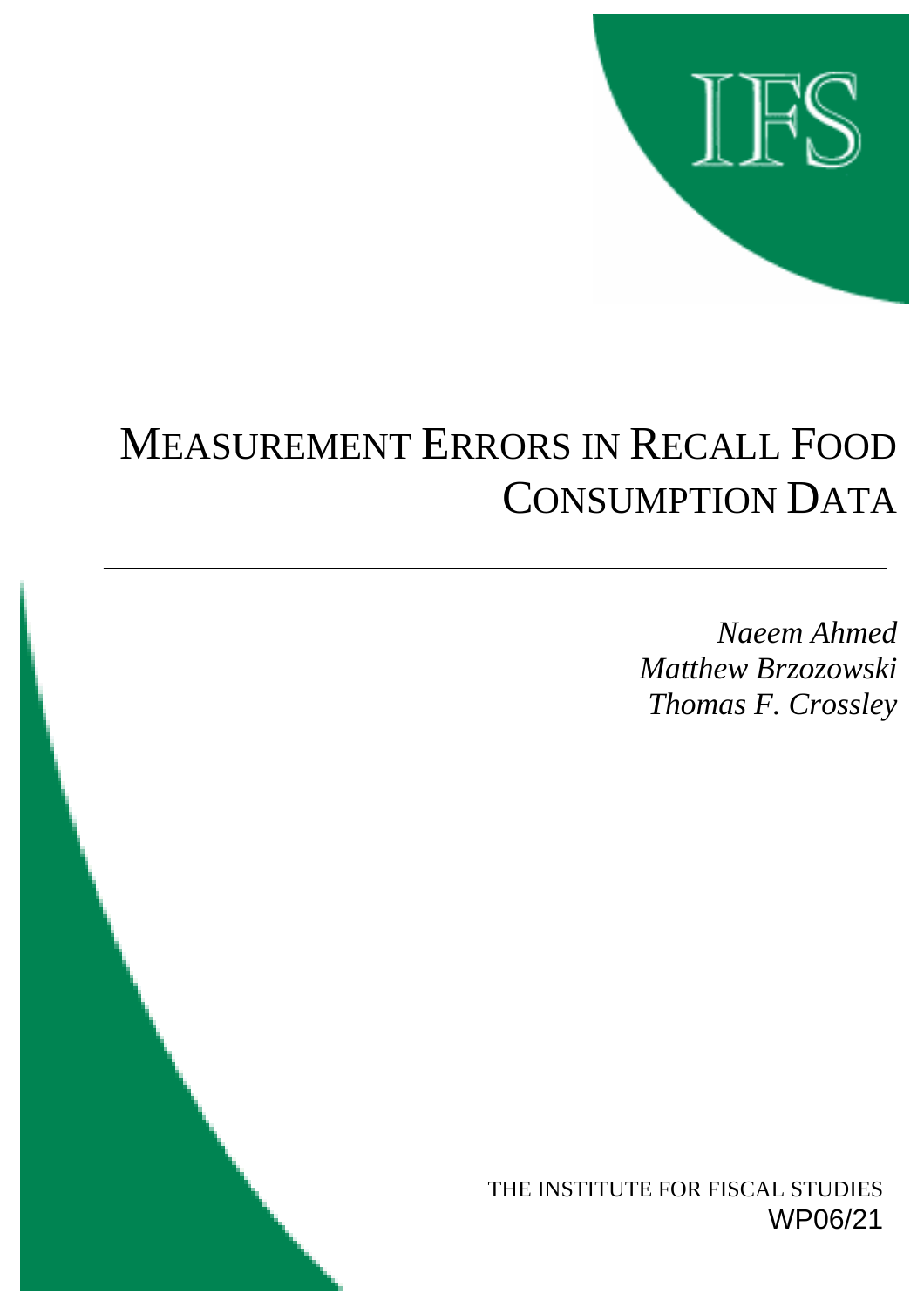IFS

# Measurement Errors in Recall Food Consumption Data

*Naeem Ahmed*
*Matthew Brzozowski*
*Thomas F. Crossley*

THE INSTITUTE FOR FISCAL STUDIES
WP06/21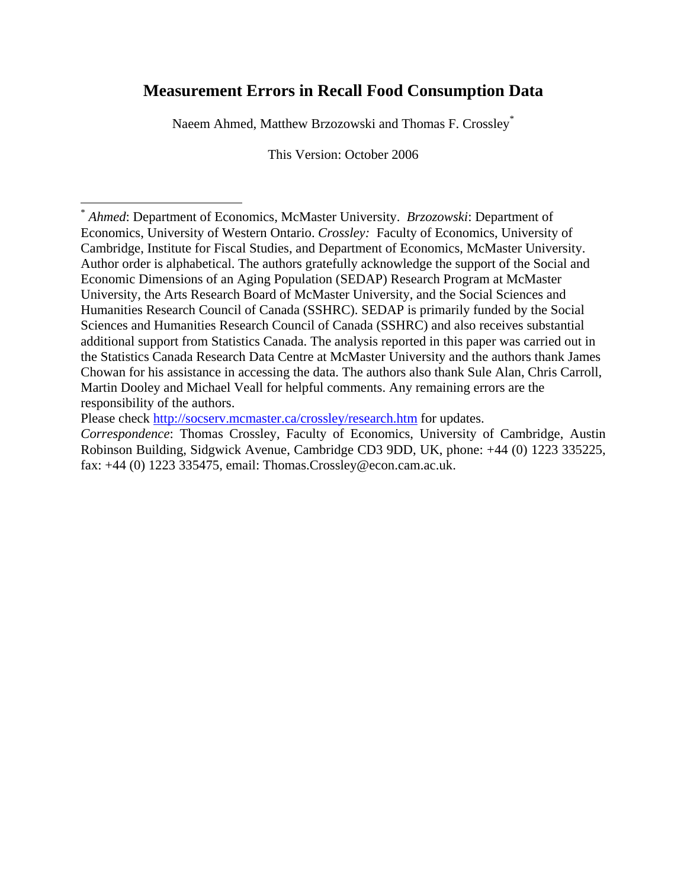# Measurement Errors in Recall Food Consumption Data

Naeem Ahmed, Matthew Brzozowski and Thomas F. Crossley*

This Version: October 2006

---

\* *Ahmed*: Department of Economics, McMaster University. *Brzozowski*: Department of Economics, University of Western Ontario. *Crossley:* Faculty of Economics, University of Cambridge, Institute for Fiscal Studies, and Department of Economics, McMaster University. Author order is alphabetical. The authors gratefully acknowledge the support of the Social and Economic Dimensions of an Aging Population (SEDAP) Research Program at McMaster University, the Arts Research Board of McMaster University, and the Social Sciences and Humanities Research Council of Canada (SSHRC). SEDAP is primarily funded by the Social Sciences and Humanities Research Council of Canada (SSHRC) and also receives substantial additional support from Statistics Canada. The analysis reported in this paper was carried out in the Statistics Canada Research Data Centre at McMaster University and the authors thank James Chowan for his assistance in accessing the data. The authors also thank Sule Alan, Chris Carroll, Martin Dooley and Michael Veall for helpful comments. Any remaining errors are the responsibility of the authors.

Please check http://socserv.mcmaster.ca/crossley/research.htm for updates.

*Correspondence*: Thomas Crossley, Faculty of Economics, University of Cambridge, Austin Robinson Building, Sidgwick Avenue, Cambridge CD3 9DD, UK, phone: +44 (0) 1223 335225, fax: +44 (0) 1223 335475, email: Thomas.Crossley@econ.cam.ac.uk.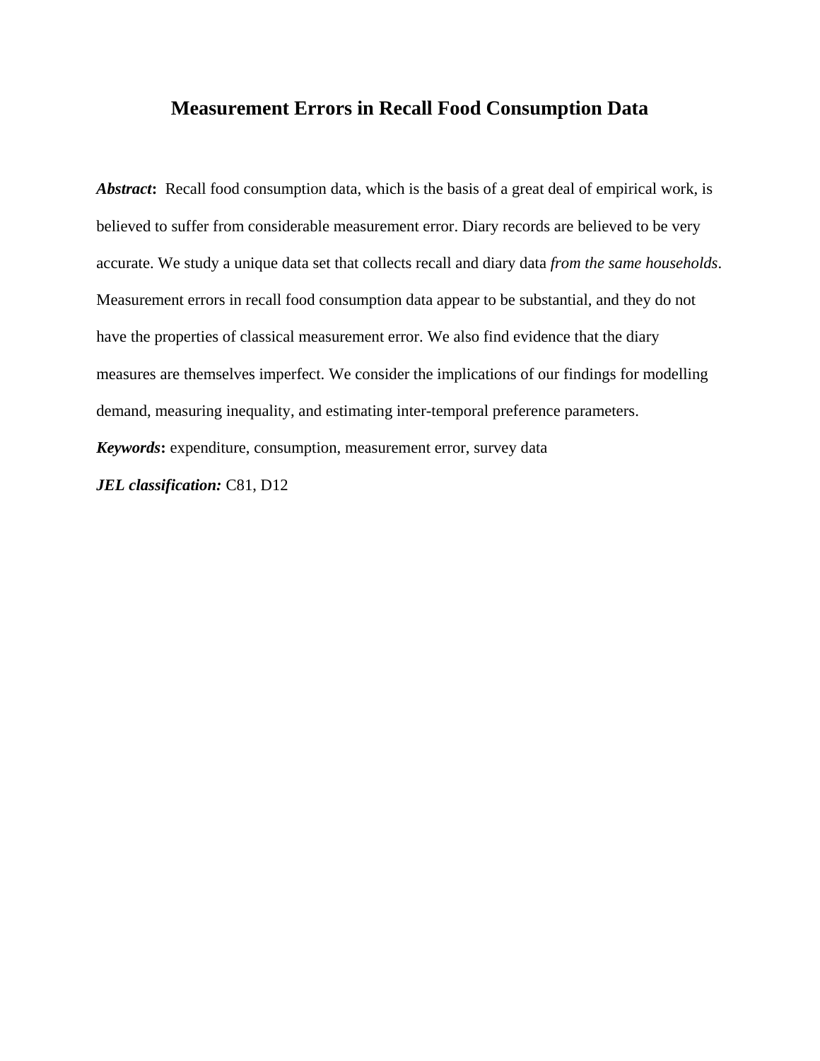# Measurement Errors in Recall Food Consumption Data

***Abstract*:** Recall food consumption data, which is the basis of a great deal of empirical work, is believed to suffer from considerable measurement error. Diary records are believed to be very accurate. We study a unique data set that collects recall and diary data *from the same households*. Measurement errors in recall food consumption data appear to be substantial, and they do not have the properties of classical measurement error. We also find evidence that the diary measures are themselves imperfect. We consider the implications of our findings for modelling demand, measuring inequality, and estimating inter-temporal preference parameters.

***Keywords*:** expenditure, consumption, measurement error, survey data

***JEL classification:*** C81, D12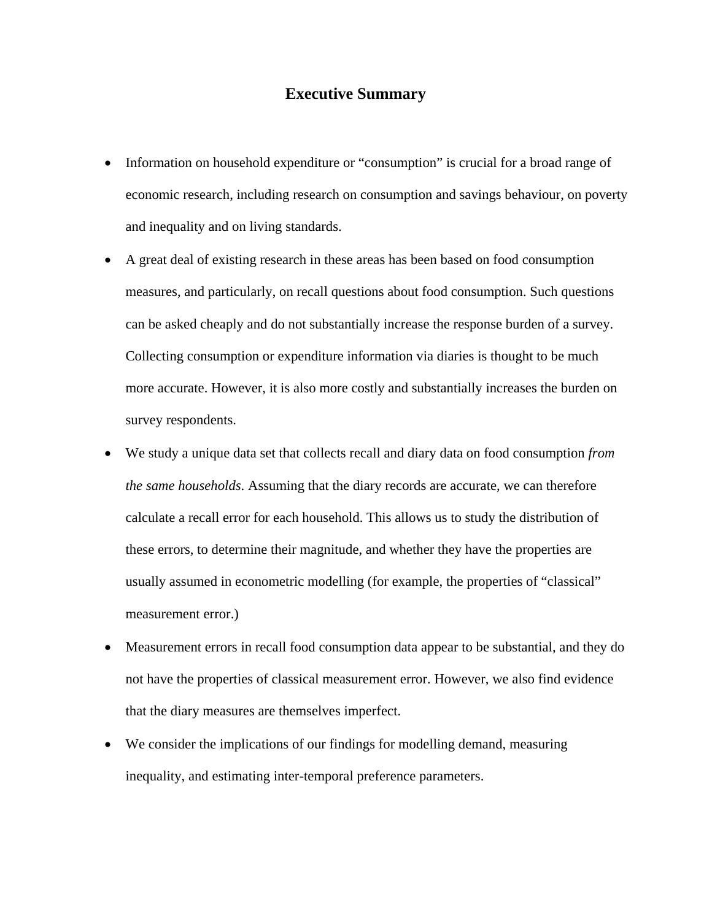# Executive Summary

- Information on household expenditure or "consumption" is crucial for a broad range of economic research, including research on consumption and savings behaviour, on poverty and inequality and on living standards.
- A great deal of existing research in these areas has been based on food consumption measures, and particularly, on recall questions about food consumption. Such questions can be asked cheaply and do not substantially increase the response burden of a survey. Collecting consumption or expenditure information via diaries is thought to be much more accurate. However, it is also more costly and substantially increases the burden on survey respondents.
- We study a unique data set that collects recall and diary data on food consumption *from the same households*. Assuming that the diary records are accurate, we can therefore calculate a recall error for each household. This allows us to study the distribution of these errors, to determine their magnitude, and whether they have the properties are usually assumed in econometric modelling (for example, the properties of "classical" measurement error.)
- Measurement errors in recall food consumption data appear to be substantial, and they do not have the properties of classical measurement error. However, we also find evidence that the diary measures are themselves imperfect.
- We consider the implications of our findings for modelling demand, measuring inequality, and estimating inter-temporal preference parameters.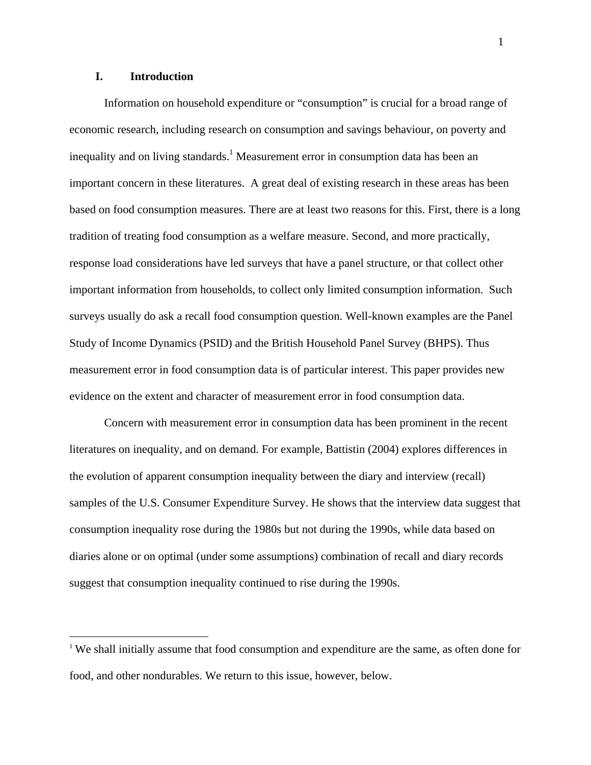# I. Introduction

Information on household expenditure or "consumption" is crucial for a broad range of economic research, including research on consumption and savings behaviour, on poverty and inequality and on living standards.[1] Measurement error in consumption data has been an important concern in these literatures. A great deal of existing research in these areas has been based on food consumption measures. There are at least two reasons for this. First, there is a long tradition of treating food consumption as a welfare measure. Second, and more practically, response load considerations have led surveys that have a panel structure, or that collect other important information from households, to collect only limited consumption information. Such surveys usually do ask a recall food consumption question. Well-known examples are the Panel Study of Income Dynamics (PSID) and the British Household Panel Survey (BHPS). Thus measurement error in food consumption data is of particular interest. This paper provides new evidence on the extent and character of measurement error in food consumption data.

Concern with measurement error in consumption data has been prominent in the recent literatures on inequality, and on demand. For example, Battistin (2004) explores differences in the evolution of apparent consumption inequality between the diary and interview (recall) samples of the U.S. Consumer Expenditure Survey. He shows that the interview data suggest that consumption inequality rose during the 1980s but not during the 1990s, while data based on diaries alone or on optimal (under some assumptions) combination of recall and diary records suggest that consumption inequality continued to rise during the 1990s.

---

[1] We shall initially assume that food consumption and expenditure are the same, as often done for food, and other nondurables. We return to this issue, however, below.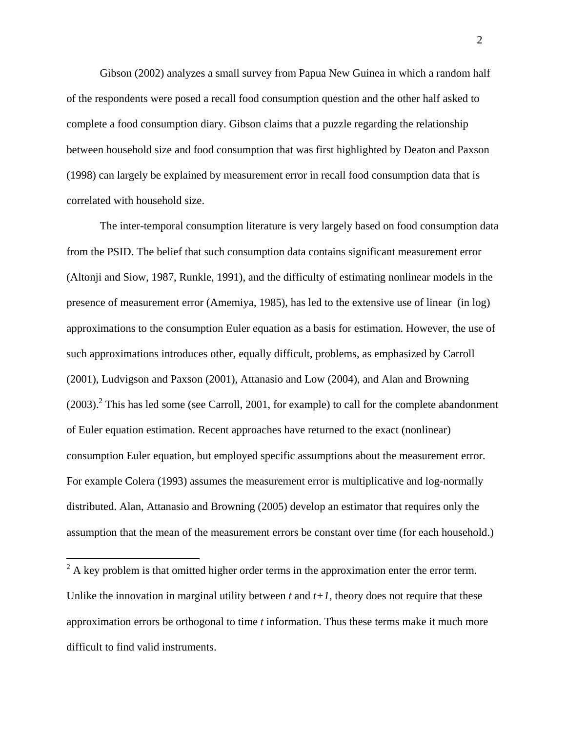Gibson (2002) analyzes a small survey from Papua New Guinea in which a random half of the respondents were posed a recall food consumption question and the other half asked to complete a food consumption diary. Gibson claims that a puzzle regarding the relationship between household size and food consumption that was first highlighted by Deaton and Paxson (1998) can largely be explained by measurement error in recall food consumption data that is correlated with household size.

The inter-temporal consumption literature is very largely based on food consumption data from the PSID. The belief that such consumption data contains significant measurement error (Altonji and Siow, 1987, Runkle, 1991), and the difficulty of estimating nonlinear models in the presence of measurement error (Amemiya, 1985), has led to the extensive use of linear (in log) approximations to the consumption Euler equation as a basis for estimation. However, the use of such approximations introduces other, equally difficult, problems, as emphasized by Carroll (2001), Ludvigson and Paxson (2001), Attanasio and Low (2004), and Alan and Browning (2003).[2] This has led some (see Carroll, 2001, for example) to call for the complete abandonment of Euler equation estimation. Recent approaches have returned to the exact (nonlinear) consumption Euler equation, but employed specific assumptions about the measurement error. For example Colera (1993) assumes the measurement error is multiplicative and log-normally distributed. Alan, Attanasio and Browning (2005) develop an estimator that requires only the assumption that the mean of the measurement errors be constant over time (for each household.)

[2] A key problem is that omitted higher order terms in the approximation enter the error term. Unlike the innovation in marginal utility between $t$ and $t+1$, theory does not require that these approximation errors be orthogonal to time $t$ information. Thus these terms make it much more difficult to find valid instruments.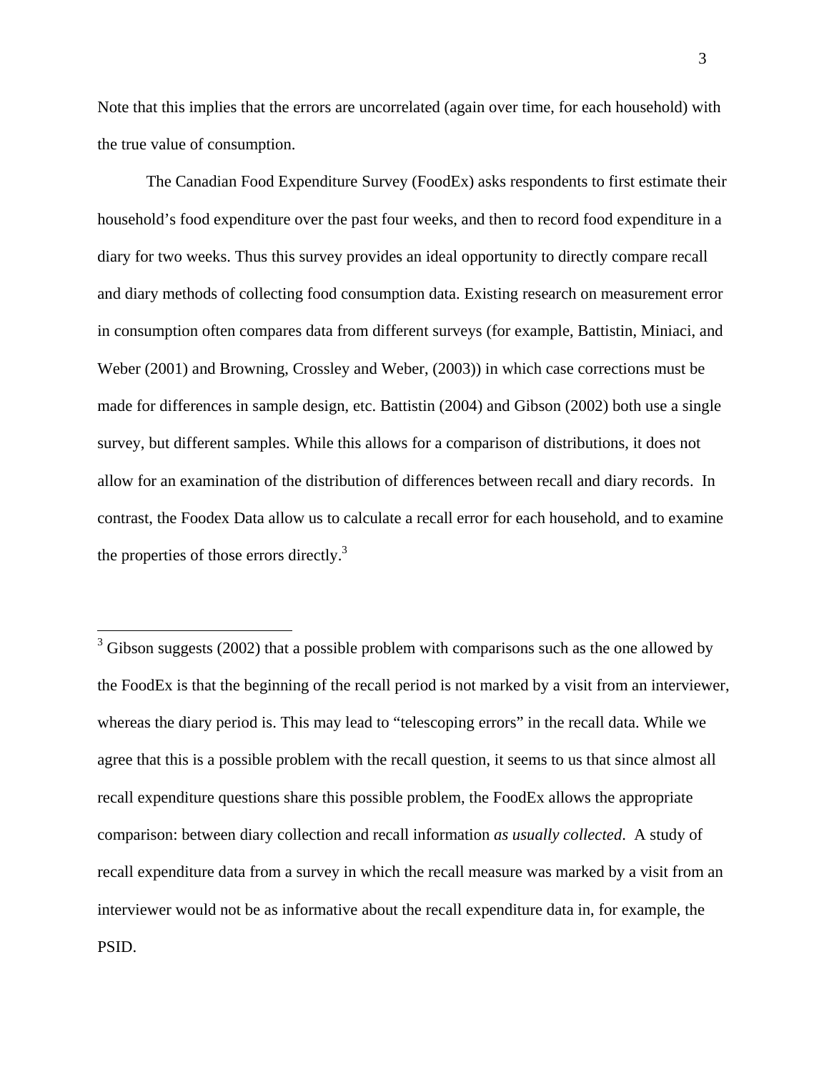Note that this implies that the errors are uncorrelated (again over time, for each household) with the true value of consumption.

The Canadian Food Expenditure Survey (FoodEx) asks respondents to first estimate their household's food expenditure over the past four weeks, and then to record food expenditure in a diary for two weeks. Thus this survey provides an ideal opportunity to directly compare recall and diary methods of collecting food consumption data. Existing research on measurement error in consumption often compares data from different surveys (for example, Battistin, Miniaci, and Weber (2001) and Browning, Crossley and Weber, (2003)) in which case corrections must be made for differences in sample design, etc. Battistin (2004) and Gibson (2002) both use a single survey, but different samples. While this allows for a comparison of distributions, it does not allow for an examination of the distribution of differences between recall and diary records. In contrast, the Foodex Data allow us to calculate a recall error for each household, and to examine the properties of those errors directly.[3]

---

[3] Gibson suggests (2002) that a possible problem with comparisons such as the one allowed by the FoodEx is that the beginning of the recall period is not marked by a visit from an interviewer, whereas the diary period is. This may lead to "telescoping errors" in the recall data. While we agree that this is a possible problem with the recall question, it seems to us that since almost all recall expenditure questions share this possible problem, the FoodEx allows the appropriate comparison: between diary collection and recall information *as usually collected.* A study of recall expenditure data from a survey in which the recall measure was marked by a visit from an interviewer would not be as informative about the recall expenditure data in, for example, the PSID.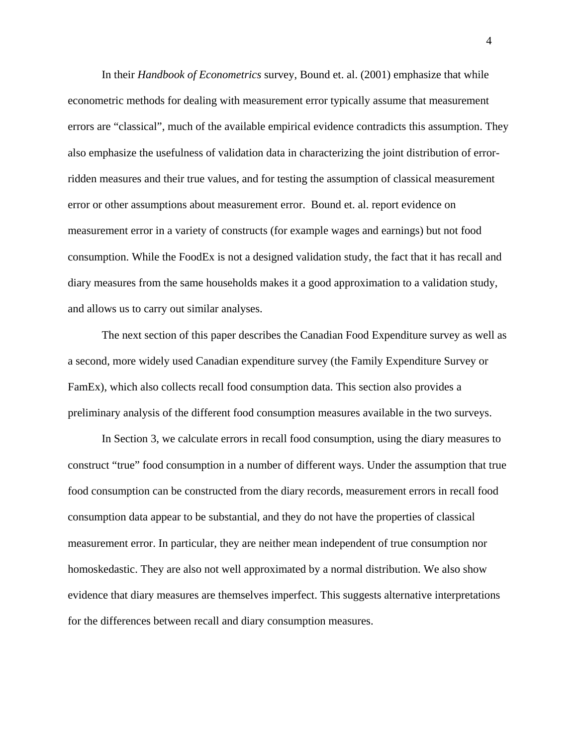In their *Handbook of Econometrics* survey, Bound et. al. (2001) emphasize that while econometric methods for dealing with measurement error typically assume that measurement errors are "classical", much of the available empirical evidence contradicts this assumption. They also emphasize the usefulness of validation data in characterizing the joint distribution of error-ridden measures and their true values, and for testing the assumption of classical measurement error or other assumptions about measurement error. Bound et. al. report evidence on measurement error in a variety of constructs (for example wages and earnings) but not food consumption. While the FoodEx is not a designed validation study, the fact that it has recall and diary measures from the same households makes it a good approximation to a validation study, and allows us to carry out similar analyses.

The next section of this paper describes the Canadian Food Expenditure survey as well as a second, more widely used Canadian expenditure survey (the Family Expenditure Survey or FamEx), which also collects recall food consumption data. This section also provides a preliminary analysis of the different food consumption measures available in the two surveys.

In Section 3, we calculate errors in recall food consumption, using the diary measures to construct "true" food consumption in a number of different ways. Under the assumption that true food consumption can be constructed from the diary records, measurement errors in recall food consumption data appear to be substantial, and they do not have the properties of classical measurement error. In particular, they are neither mean independent of true consumption nor homoskedastic. They are also not well approximated by a normal distribution. We also show evidence that diary measures are themselves imperfect. This suggests alternative interpretations for the differences between recall and diary consumption measures.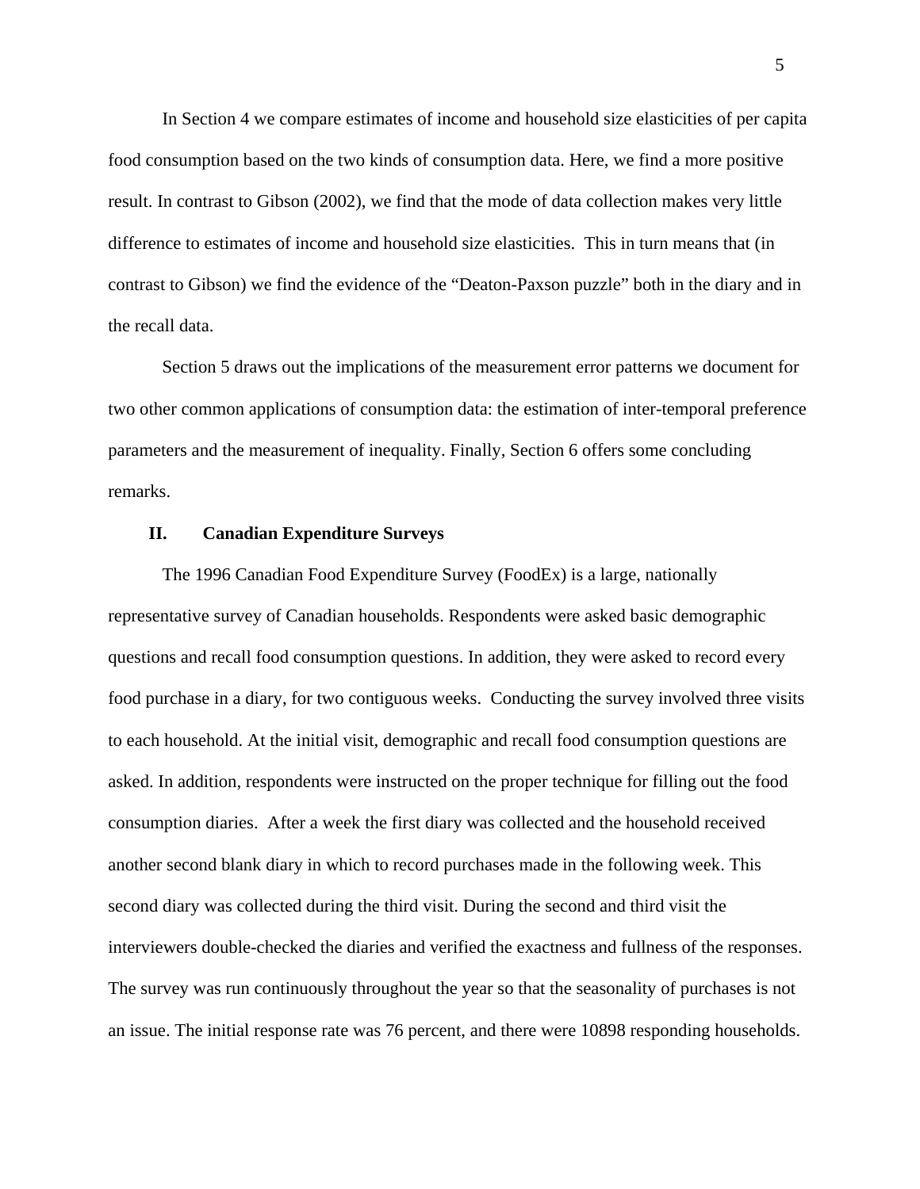In Section 4 we compare estimates of income and household size elasticities of per capita food consumption based on the two kinds of consumption data. Here, we find a more positive result. In contrast to Gibson (2002), we find that the mode of data collection makes very little difference to estimates of income and household size elasticities. This in turn means that (in contrast to Gibson) we find the evidence of the "Deaton-Paxson puzzle" both in the diary and in the recall data.

Section 5 draws out the implications of the measurement error patterns we document for two other common applications of consumption data: the estimation of inter-temporal preference parameters and the measurement of inequality. Finally, Section 6 offers some concluding remarks.

## II. Canadian Expenditure Surveys

The 1996 Canadian Food Expenditure Survey (FoodEx) is a large, nationally representative survey of Canadian households. Respondents were asked basic demographic questions and recall food consumption questions. In addition, they were asked to record every food purchase in a diary, for two contiguous weeks. Conducting the survey involved three visits to each household. At the initial visit, demographic and recall food consumption questions are asked. In addition, respondents were instructed on the proper technique for filling out the food consumption diaries. After a week the first diary was collected and the household received another second blank diary in which to record purchases made in the following week. This second diary was collected during the third visit. During the second and third visit the interviewers double-checked the diaries and verified the exactness and fullness of the responses. The survey was run continuously throughout the year so that the seasonality of purchases is not an issue. The initial response rate was 76 percent, and there were 10898 responding households.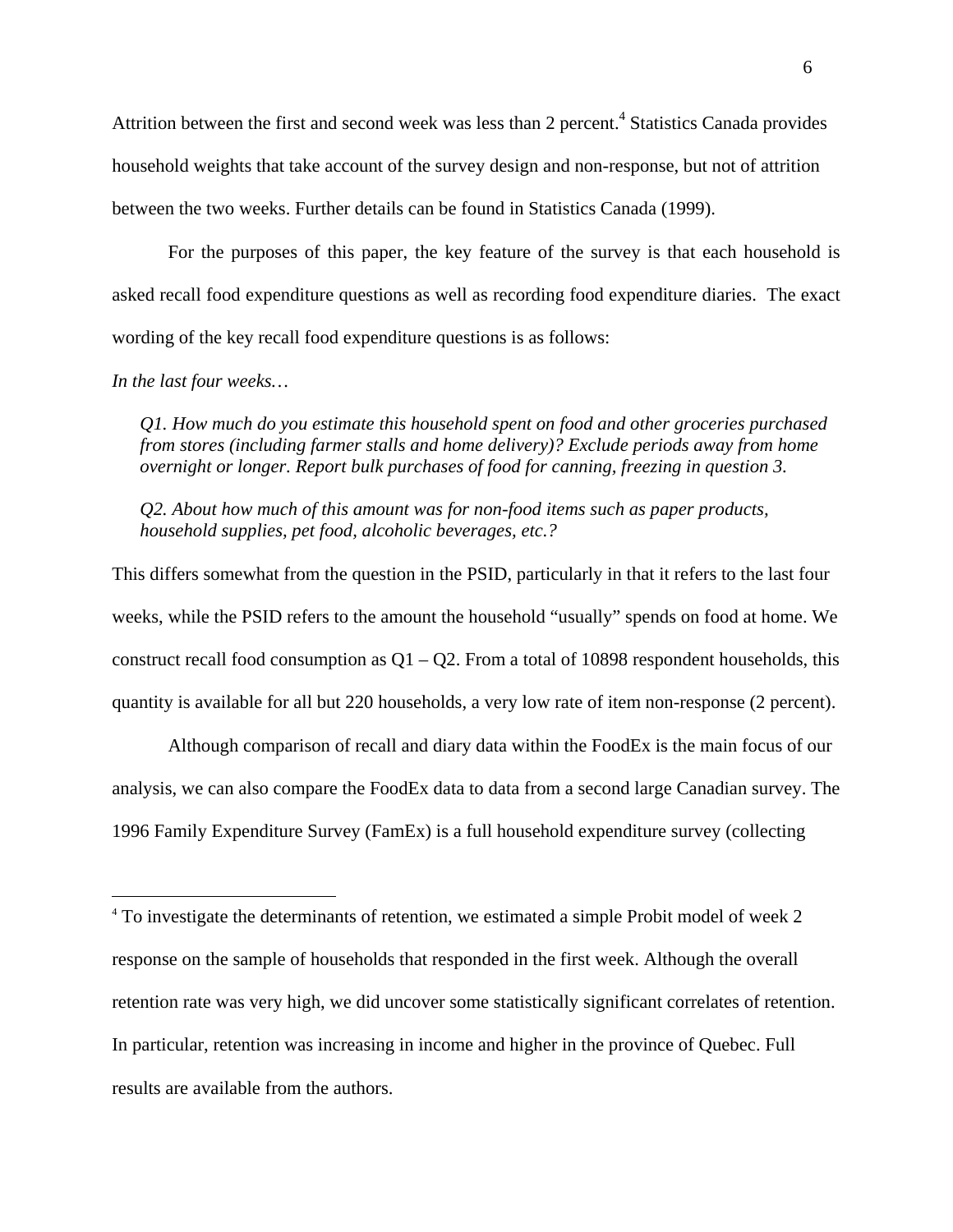Attrition between the first and second week was less than 2 percent.[4] Statistics Canada provides household weights that take account of the survey design and non-response, but not of attrition between the two weeks. Further details can be found in Statistics Canada (1999).

For the purposes of this paper, the key feature of the survey is that each household is asked recall food expenditure questions as well as recording food expenditure diaries. The exact wording of the key recall food expenditure questions is as follows:

*In the last four weeks…*

> *Q1. How much do you estimate this household spent on food and other groceries purchased from stores (including farmer stalls and home delivery)? Exclude periods away from home overnight or longer. Report bulk purchases of food for canning, freezing in question 3.*
>
> *Q2. About how much of this amount was for non-food items such as paper products, household supplies, pet food, alcoholic beverages, etc.?*

This differs somewhat from the question in the PSID, particularly in that it refers to the last four weeks, while the PSID refers to the amount the household "usually" spends on food at home. We construct recall food consumption as Q1 – Q2. From a total of 10898 respondent households, this quantity is available for all but 220 households, a very low rate of item non-response (2 percent).

Although comparison of recall and diary data within the FoodEx is the main focus of our analysis, we can also compare the FoodEx data to data from a second large Canadian survey. The 1996 Family Expenditure Survey (FamEx) is a full household expenditure survey (collecting

---

[4] To investigate the determinants of retention, we estimated a simple Probit model of week 2 response on the sample of households that responded in the first week. Although the overall retention rate was very high, we did uncover some statistically significant correlates of retention. In particular, retention was increasing in income and higher in the province of Quebec. Full results are available from the authors.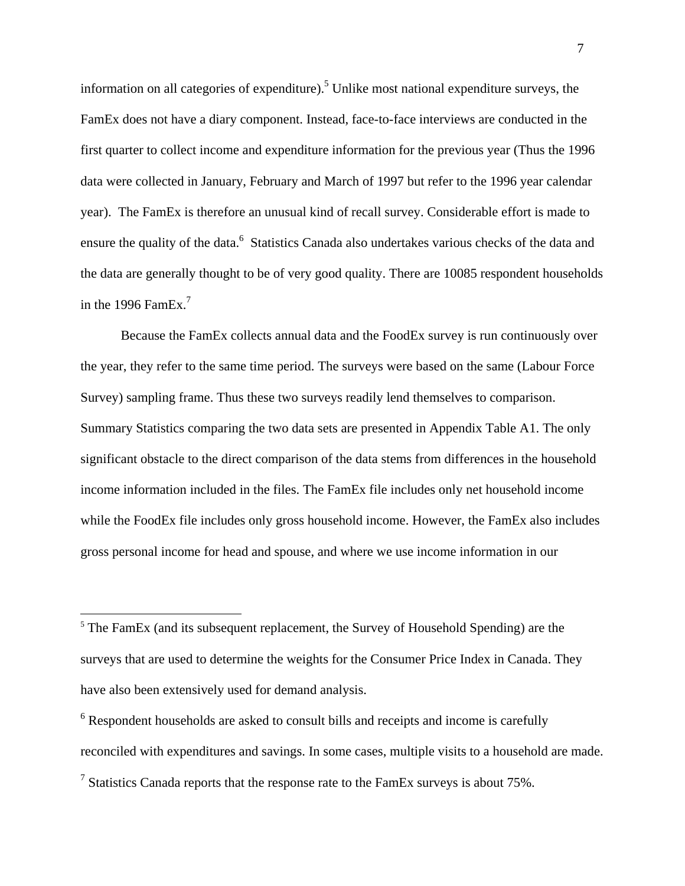information on all categories of expenditure).[5] Unlike most national expenditure surveys, the FamEx does not have a diary component. Instead, face-to-face interviews are conducted in the first quarter to collect income and expenditure information for the previous year (Thus the 1996 data were collected in January, February and March of 1997 but refer to the 1996 year calendar year). The FamEx is therefore an unusual kind of recall survey. Considerable effort is made to ensure the quality of the data.[6] Statistics Canada also undertakes various checks of the data and the data are generally thought to be of very good quality. There are 10085 respondent households in the 1996 FamEx.[7]

Because the FamEx collects annual data and the FoodEx survey is run continuously over the year, they refer to the same time period. The surveys were based on the same (Labour Force Survey) sampling frame. Thus these two surveys readily lend themselves to comparison. Summary Statistics comparing the two data sets are presented in Appendix Table A1. The only significant obstacle to the direct comparison of the data stems from differences in the household income information included in the files. The FamEx file includes only net household income while the FoodEx file includes only gross household income. However, the FamEx also includes gross personal income for head and spouse, and where we use income information in our

---

[5] The FamEx (and its subsequent replacement, the Survey of Household Spending) are the surveys that are used to determine the weights for the Consumer Price Index in Canada. They have also been extensively used for demand analysis.

[6] Respondent households are asked to consult bills and receipts and income is carefully reconciled with expenditures and savings. In some cases, multiple visits to a household are made.

[7] Statistics Canada reports that the response rate to the FamEx surveys is about 75%.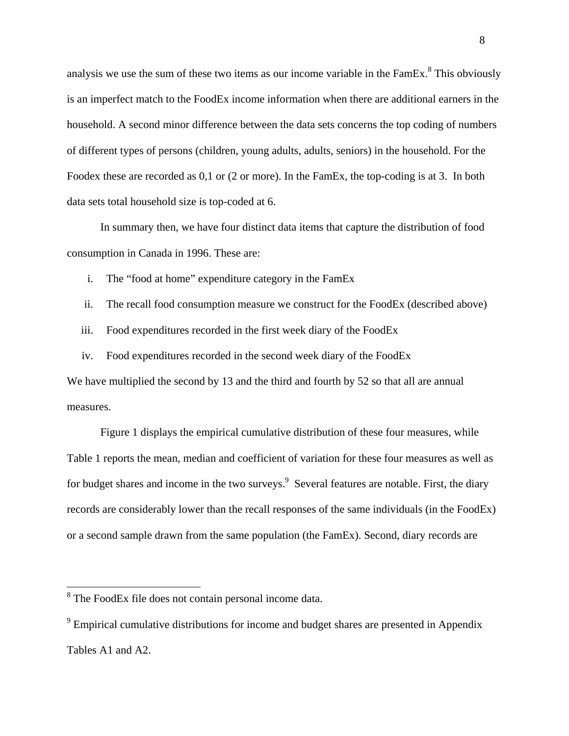analysis we use the sum of these two items as our income variable in the FamEx.[8] This obviously is an imperfect match to the FoodEx income information when there are additional earners in the household. A second minor difference between the data sets concerns the top coding of numbers of different types of persons (children, young adults, adults, seniors) in the household. For the Foodex these are recorded as 0,1 or (2 or more). In the FamEx, the top-coding is at 3. In both data sets total household size is top-coded at 6.

In summary then, we have four distinct data items that capture the distribution of food consumption in Canada in 1996. These are:

i. The "food at home" expenditure category in the FamEx
ii. The recall food consumption measure we construct for the FoodEx (described above)
iii. Food expenditures recorded in the first week diary of the FoodEx
iv. Food expenditures recorded in the second week diary of the FoodEx

We have multiplied the second by 13 and the third and fourth by 52 so that all are annual measures.

Figure 1 displays the empirical cumulative distribution of these four measures, while Table 1 reports the mean, median and coefficient of variation for these four measures as well as for budget shares and income in the two surveys.[9] Several features are notable. First, the diary records are considerably lower than the recall responses of the same individuals (in the FoodEx) or a second sample drawn from the same population (the FamEx). Second, diary records are

[8] The FoodEx file does not contain personal income data.

[9] Empirical cumulative distributions for income and budget shares are presented in Appendix Tables A1 and A2.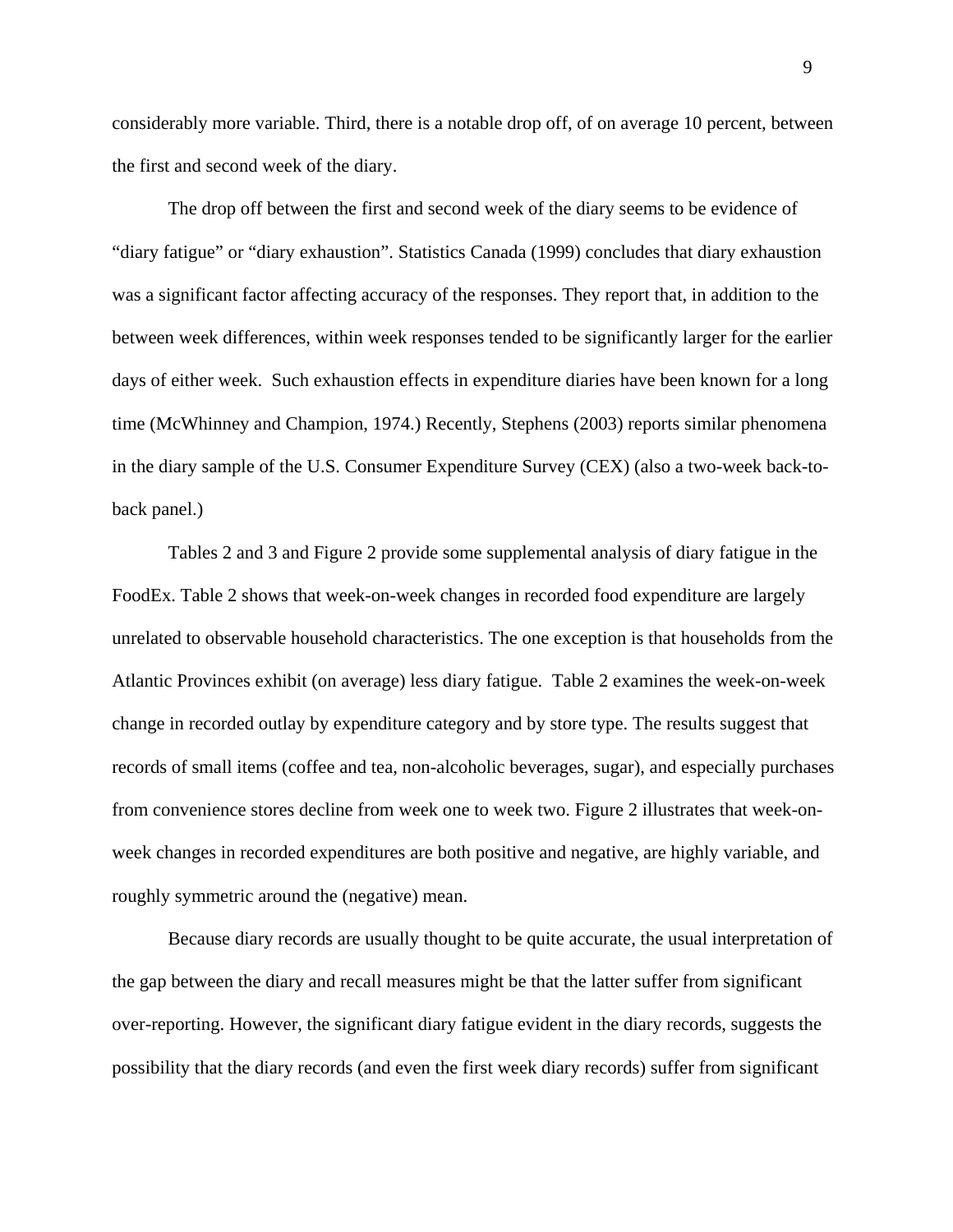considerably more variable. Third, there is a notable drop off, of on average 10 percent, between the first and second week of the diary.

The drop off between the first and second week of the diary seems to be evidence of “diary fatigue” or “diary exhaustion”. Statistics Canada (1999) concludes that diary exhaustion was a significant factor affecting accuracy of the responses. They report that, in addition to the between week differences, within week responses tended to be significantly larger for the earlier days of either week. Such exhaustion effects in expenditure diaries have been known for a long time (McWhinney and Champion, 1974.) Recently, Stephens (2003) reports similar phenomena in the diary sample of the U.S. Consumer Expenditure Survey (CEX) (also a two-week back-to-back panel.)

Tables 2 and 3 and Figure 2 provide some supplemental analysis of diary fatigue in the FoodEx. Table 2 shows that week-on-week changes in recorded food expenditure are largely unrelated to observable household characteristics. The one exception is that households from the Atlantic Provinces exhibit (on average) less diary fatigue. Table 2 examines the week-on-week change in recorded outlay by expenditure category and by store type. The results suggest that records of small items (coffee and tea, non-alcoholic beverages, sugar), and especially purchases from convenience stores decline from week one to week two. Figure 2 illustrates that week-on-week changes in recorded expenditures are both positive and negative, are highly variable, and roughly symmetric around the (negative) mean.

Because diary records are usually thought to be quite accurate, the usual interpretation of the gap between the diary and recall measures might be that the latter suffer from significant over-reporting. However, the significant diary fatigue evident in the diary records, suggests the possibility that the diary records (and even the first week diary records) suffer from significant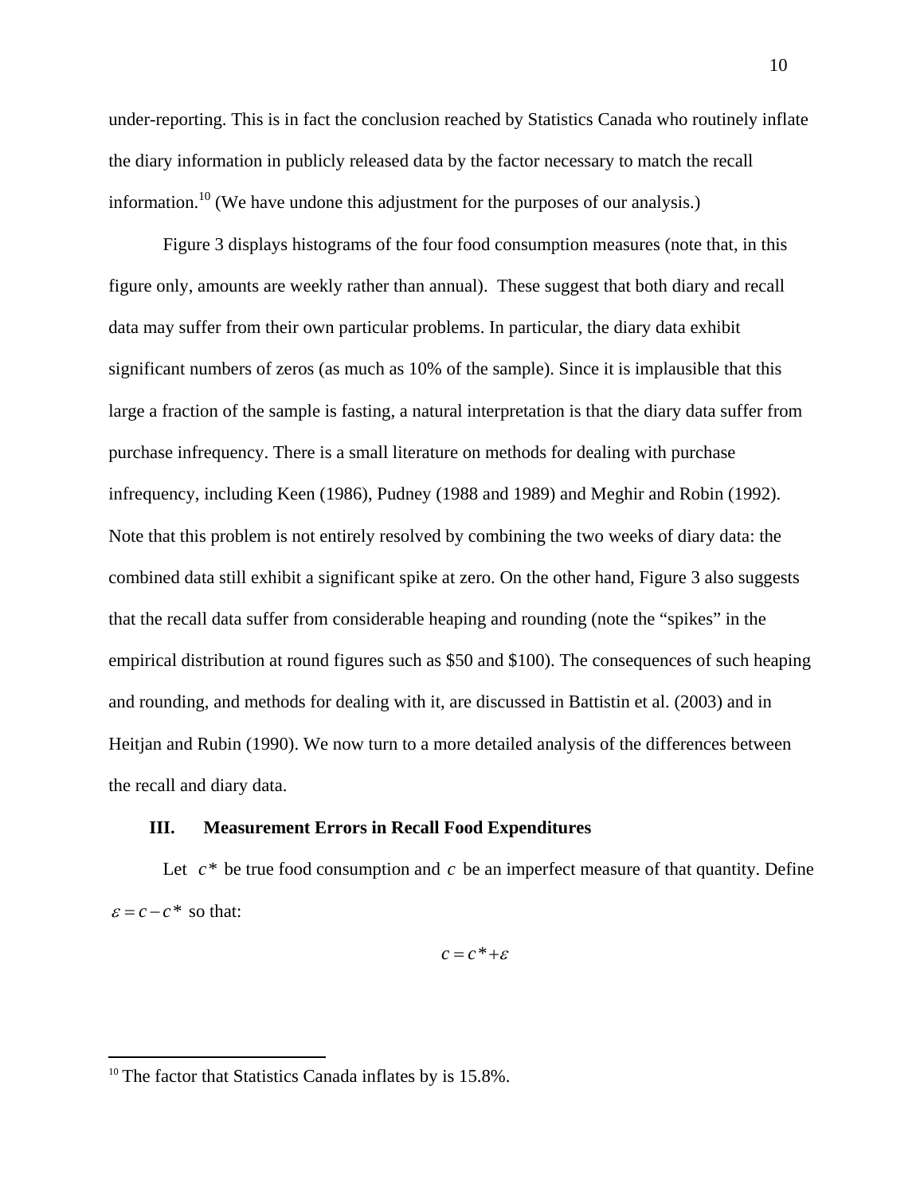under-reporting. This is in fact the conclusion reached by Statistics Canada who routinely inflate the diary information in publicly released data by the factor necessary to match the recall information.[10] (We have undone this adjustment for the purposes of our analysis.)

Figure 3 displays histograms of the four food consumption measures (note that, in this figure only, amounts are weekly rather than annual). These suggest that both diary and recall data may suffer from their own particular problems. In particular, the diary data exhibit significant numbers of zeros (as much as 10% of the sample). Since it is implausible that this large a fraction of the sample is fasting, a natural interpretation is that the diary data suffer from purchase infrequency. There is a small literature on methods for dealing with purchase infrequency, including Keen (1986), Pudney (1988 and 1989) and Meghir and Robin (1992). Note that this problem is not entirely resolved by combining the two weeks of diary data: the combined data still exhibit a significant spike at zero. On the other hand, Figure 3 also suggests that the recall data suffer from considerable heaping and rounding (note the "spikes" in the empirical distribution at round figures such as $50 and $100). The consequences of such heaping and rounding, and methods for dealing with it, are discussed in Battistin et al. (2003) and in Heitjan and Rubin (1990). We now turn to a more detailed analysis of the differences between the recall and diary data.

## III. Measurement Errors in Recall Food Expenditures

Let $c^*$ be true food consumption and $c$ be an imperfect measure of that quantity. Define $\varepsilon = c - c^*$ so that:

$$c = c^* + \varepsilon$$

---

[10] The factor that Statistics Canada inflates by is 15.8%.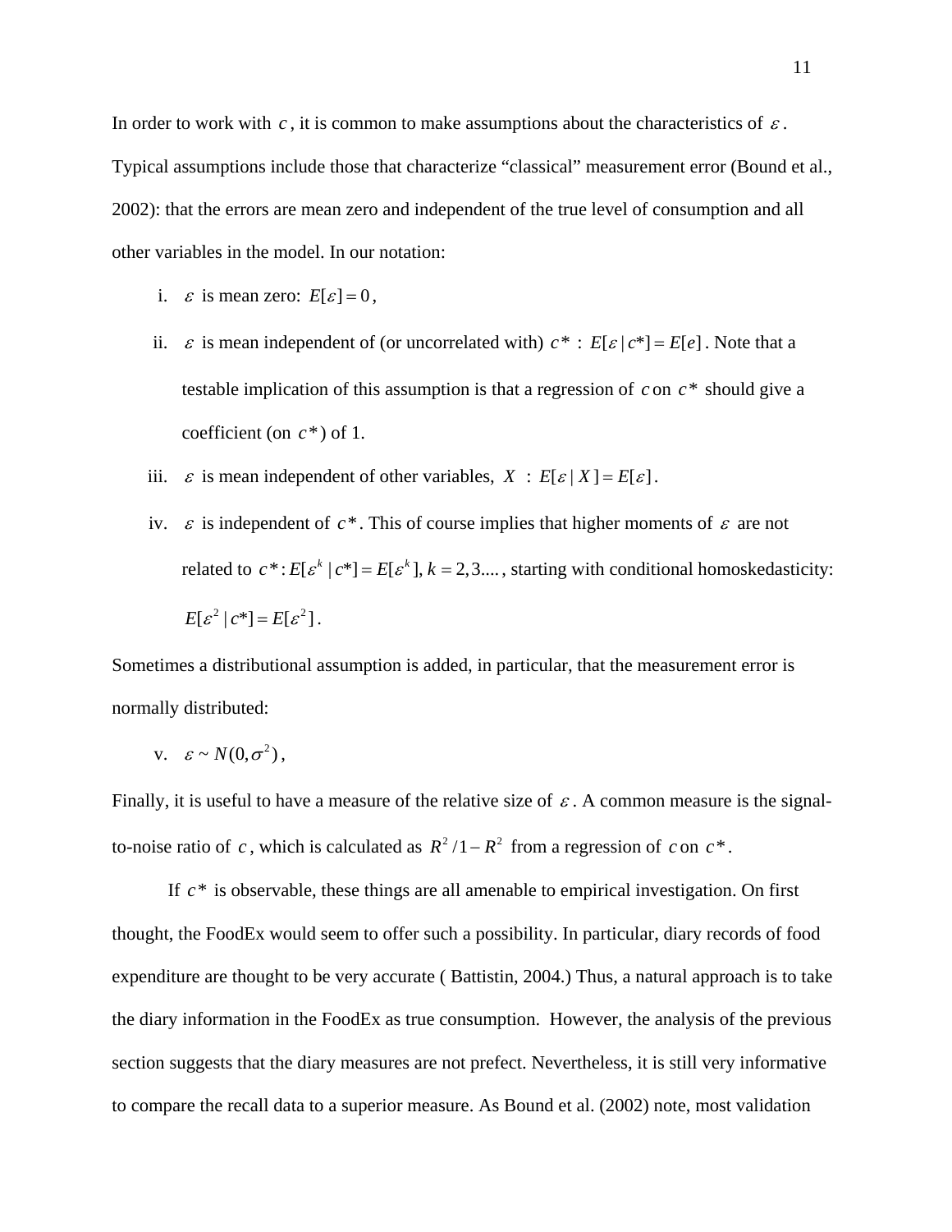In order to work with $c$, it is common to make assumptions about the characteristics of $\varepsilon$. Typical assumptions include those that characterize "classical" measurement error (Bound et al., 2002): that the errors are mean zero and independent of the true level of consumption and all other variables in the model. In our notation:

i. $\varepsilon$ is mean zero: $E[\varepsilon]=0$,

ii. $\varepsilon$ is mean independent of (or uncorrelated with) $c^*$ : $E[\varepsilon \mid c^*]=E[e]$. Note that a testable implication of this assumption is that a regression of $c$ on $c^*$ should give a coefficient (on $c^*$) of 1.

iii. $\varepsilon$ is mean independent of other variables, $X$ : $E[\varepsilon \mid X]=E[\varepsilon]$.

iv. $\varepsilon$ is independent of $c^*$. This of course implies that higher moments of $\varepsilon$ are not related to $c^*: E[\varepsilon^k \mid c^*]=E[\varepsilon^k], k=2,3....$, starting with conditional homoskedasticity: $E[\varepsilon^2 \mid c^*]=E[\varepsilon^2]$.

Sometimes a distributional assumption is added, in particular, that the measurement error is normally distributed:

v. $\varepsilon \sim N(0,\sigma^2)$,

Finally, it is useful to have a measure of the relative size of $\varepsilon$. A common measure is the signal-to-noise ratio of $c$, which is calculated as $R^2/1-R^2$ from a regression of $c$ on $c^*$.

If $c^*$ is observable, these things are all amenable to empirical investigation. On first thought, the FoodEx would seem to offer such a possibility. In particular, diary records of food expenditure are thought to be very accurate ( Battistin, 2004.) Thus, a natural approach is to take the diary information in the FoodEx as true consumption. However, the analysis of the previous section suggests that the diary measures are not prefect. Nevertheless, it is still very informative to compare the recall data to a superior measure. As Bound et al. (2002) note, most validation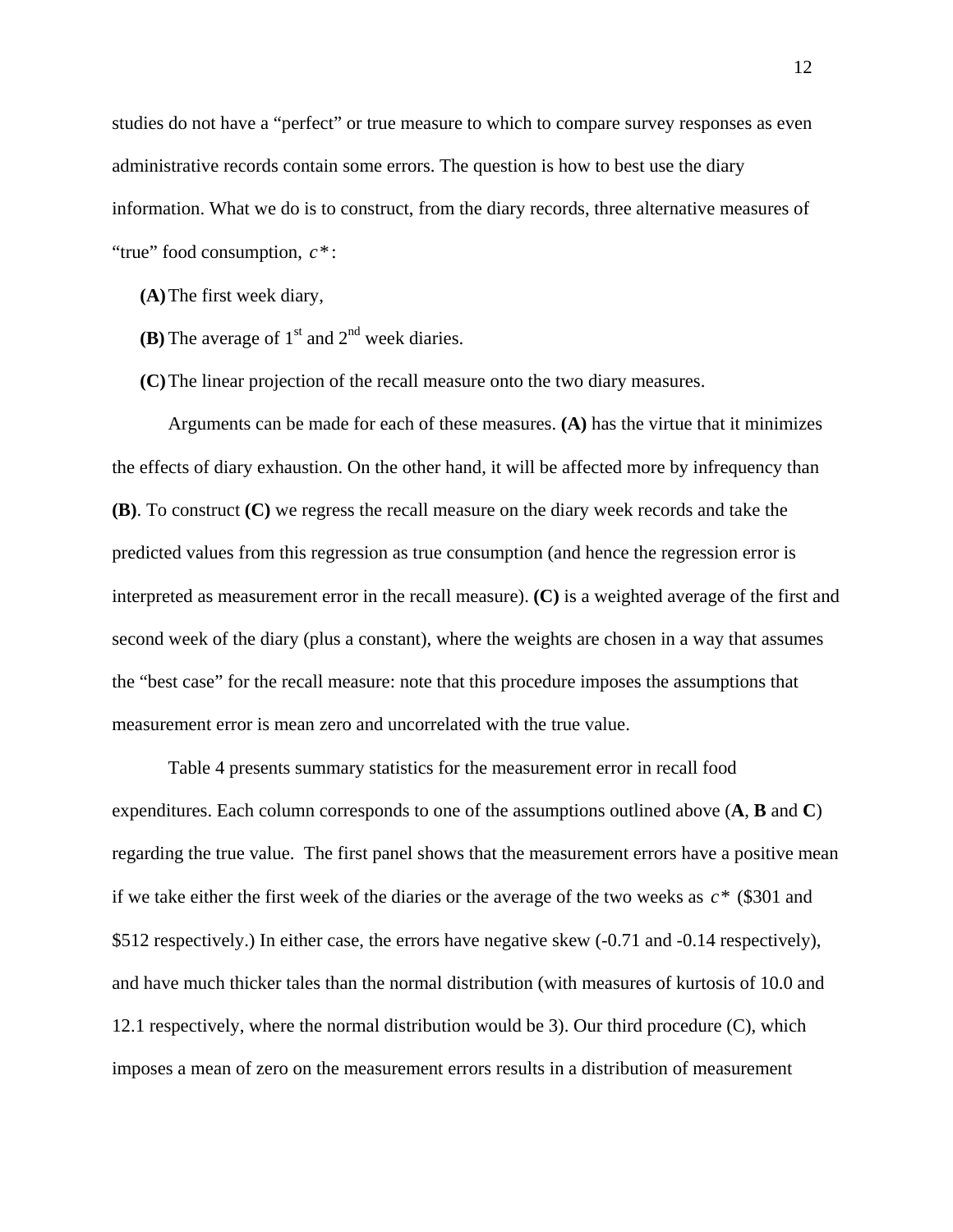studies do not have a "perfect" or true measure to which to compare survey responses as even administrative records contain some errors. The question is how to best use the diary information. What we do is to construct, from the diary records, three alternative measures of "true" food consumption, $c^*$:

**(A)** The first week diary,

**(B)** The average of 1st and 2nd week diaries.

**(C)** The linear projection of the recall measure onto the two diary measures.

Arguments can be made for each of these measures. **(A)** has the virtue that it minimizes the effects of diary exhaustion. On the other hand, it will be affected more by infrequency than **(B)**. To construct **(C)** we regress the recall measure on the diary week records and take the predicted values from this regression as true consumption (and hence the regression error is interpreted as measurement error in the recall measure). **(C)** is a weighted average of the first and second week of the diary (plus a constant), where the weights are chosen in a way that assumes the "best case" for the recall measure: note that this procedure imposes the assumptions that measurement error is mean zero and uncorrelated with the true value.

Table 4 presents summary statistics for the measurement error in recall food expenditures. Each column corresponds to one of the assumptions outlined above (**A**, **B** and **C**) regarding the true value. The first panel shows that the measurement errors have a positive mean if we take either the first week of the diaries or the average of the two weeks as $c^*$ ($301 and $512 respectively.) In either case, the errors have negative skew (-0.71 and -0.14 respectively), and have much thicker tales than the normal distribution (with measures of kurtosis of 10.0 and 12.1 respectively, where the normal distribution would be 3). Our third procedure (C), which imposes a mean of zero on the measurement errors results in a distribution of measurement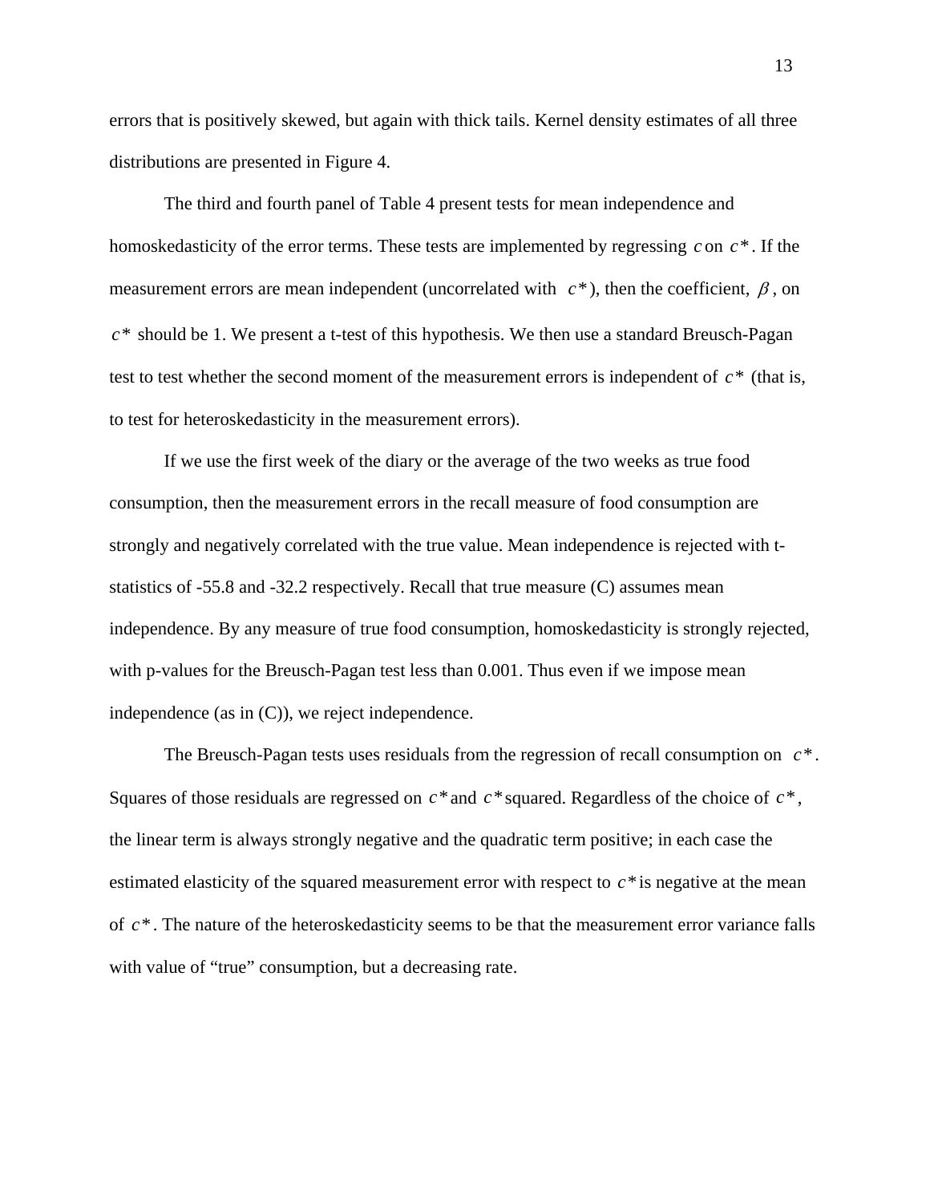errors that is positively skewed, but again with thick tails. Kernel density estimates of all three distributions are presented in Figure 4.

The third and fourth panel of Table 4 present tests for mean independence and homoskedasticity of the error terms. These tests are implemented by regressing $c$ on $c^*$. If the measurement errors are mean independent (uncorrelated with $c^*$), then the coefficient, $\beta$, on $c^*$ should be 1. We present a t-test of this hypothesis. We then use a standard Breusch-Pagan test to test whether the second moment of the measurement errors is independent of $c^*$ (that is, to test for heteroskedasticity in the measurement errors).

If we use the first week of the diary or the average of the two weeks as true food consumption, then the measurement errors in the recall measure of food consumption are strongly and negatively correlated with the true value. Mean independence is rejected with t-statistics of -55.8 and -32.2 respectively. Recall that true measure (C) assumes mean independence. By any measure of true food consumption, homoskedasticity is strongly rejected, with p-values for the Breusch-Pagan test less than 0.001. Thus even if we impose mean independence (as in (C)), we reject independence.

The Breusch-Pagan tests uses residuals from the regression of recall consumption on $c^*$. Squares of those residuals are regressed on $c^*$ and $c^*$ squared. Regardless of the choice of $c^*$, the linear term is always strongly negative and the quadratic term positive; in each case the estimated elasticity of the squared measurement error with respect to $c^*$ is negative at the mean of $c^*$. The nature of the heteroskedasticity seems to be that the measurement error variance falls with value of "true" consumption, but a decreasing rate.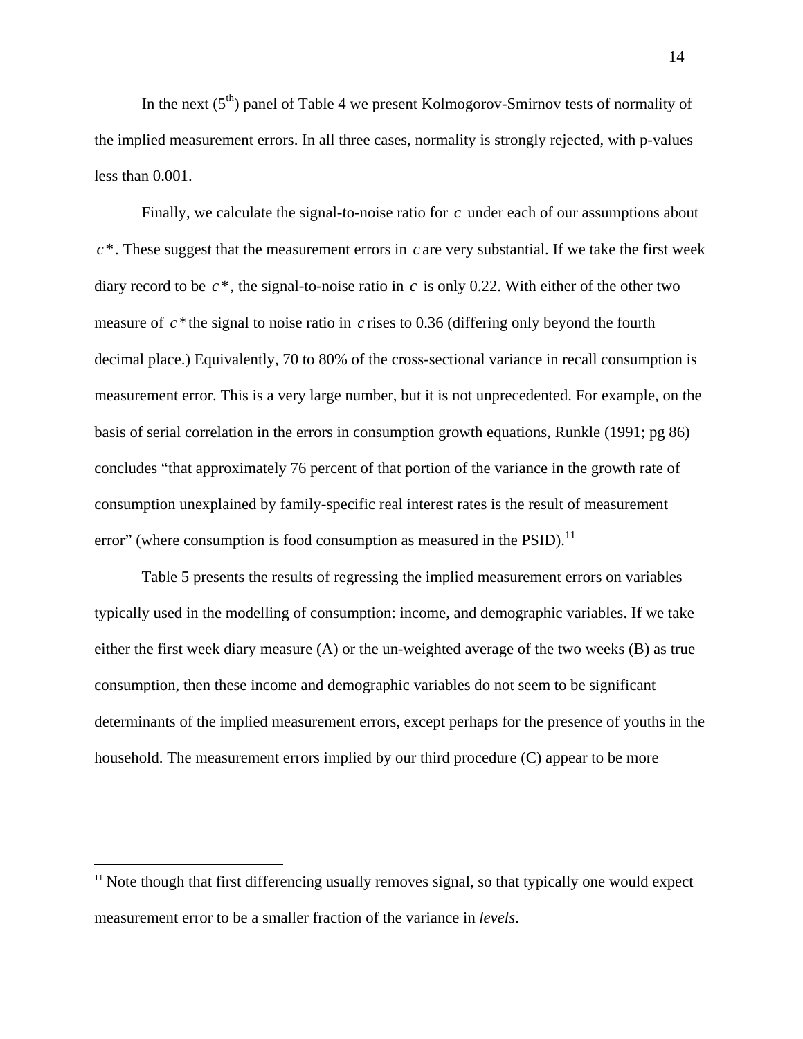In the next (5[th]) panel of Table 4 we present Kolmogorov-Smirnov tests of normality of the implied measurement errors. In all three cases, normality is strongly rejected, with p-values less than 0.001.

Finally, we calculate the signal-to-noise ratio for $c$ under each of our assumptions about $c^*$. These suggest that the measurement errors in $c$ are very substantial. If we take the first week diary record to be $c^*$, the signal-to-noise ratio in $c$ is only 0.22. With either of the other two measure of $c^*$ the signal to noise ratio in $c$ rises to 0.36 (differing only beyond the fourth decimal place.) Equivalently, 70 to 80% of the cross-sectional variance in recall consumption is measurement error. This is a very large number, but it is not unprecedented. For example, on the basis of serial correlation in the errors in consumption growth equations, Runkle (1991; pg 86) concludes "that approximately 76 percent of that portion of the variance in the growth rate of consumption unexplained by family-specific real interest rates is the result of measurement error" (where consumption is food consumption as measured in the PSID).[11]

Table 5 presents the results of regressing the implied measurement errors on variables typically used in the modelling of consumption: income, and demographic variables. If we take either the first week diary measure (A) or the un-weighted average of the two weeks (B) as true consumption, then these income and demographic variables do not seem to be significant determinants of the implied measurement errors, except perhaps for the presence of youths in the household. The measurement errors implied by our third procedure (C) appear to be more

[11] Note though that first differencing usually removes signal, so that typically one would expect measurement error to be a smaller fraction of the variance in *levels*.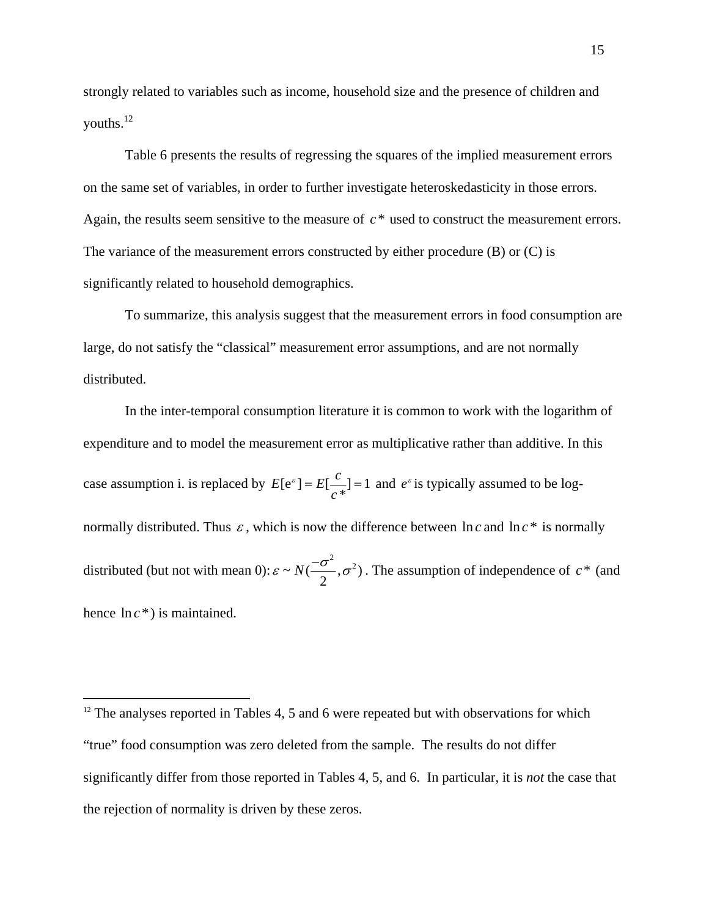strongly related to variables such as income, household size and the presence of children and youths.[12]

Table 6 presents the results of regressing the squares of the implied measurement errors on the same set of variables, in order to further investigate heteroskedasticity in those errors. Again, the results seem sensitive to the measure of $c^*$ used to construct the measurement errors. The variance of the measurement errors constructed by either procedure (B) or (C) is significantly related to household demographics.

To summarize, this analysis suggest that the measurement errors in food consumption are large, do not satisfy the "classical" measurement error assumptions, and are not normally distributed.

In the inter-temporal consumption literature it is common to work with the logarithm of expenditure and to model the measurement error as multiplicative rather than additive. In this case assumption i. is replaced by $E[e^{\varepsilon}] = E[\frac{c}{c^*}] = 1$ and $e^{\varepsilon}$ is typically assumed to be log-normally distributed. Thus $\varepsilon$, which is now the difference between $\ln c$ and $\ln c^*$ is normally distributed (but not with mean 0): $\varepsilon \sim N(\frac{-\sigma^2}{2}, \sigma^2)$. The assumption of independence of $c^*$ (and hence $\ln c^*$) is maintained.

---

[12] The analyses reported in Tables 4, 5 and 6 were repeated but with observations for which "true" food consumption was zero deleted from the sample. The results do not differ significantly differ from those reported in Tables 4, 5, and 6. In particular, it is *not* the case that the rejection of normality is driven by these zeros.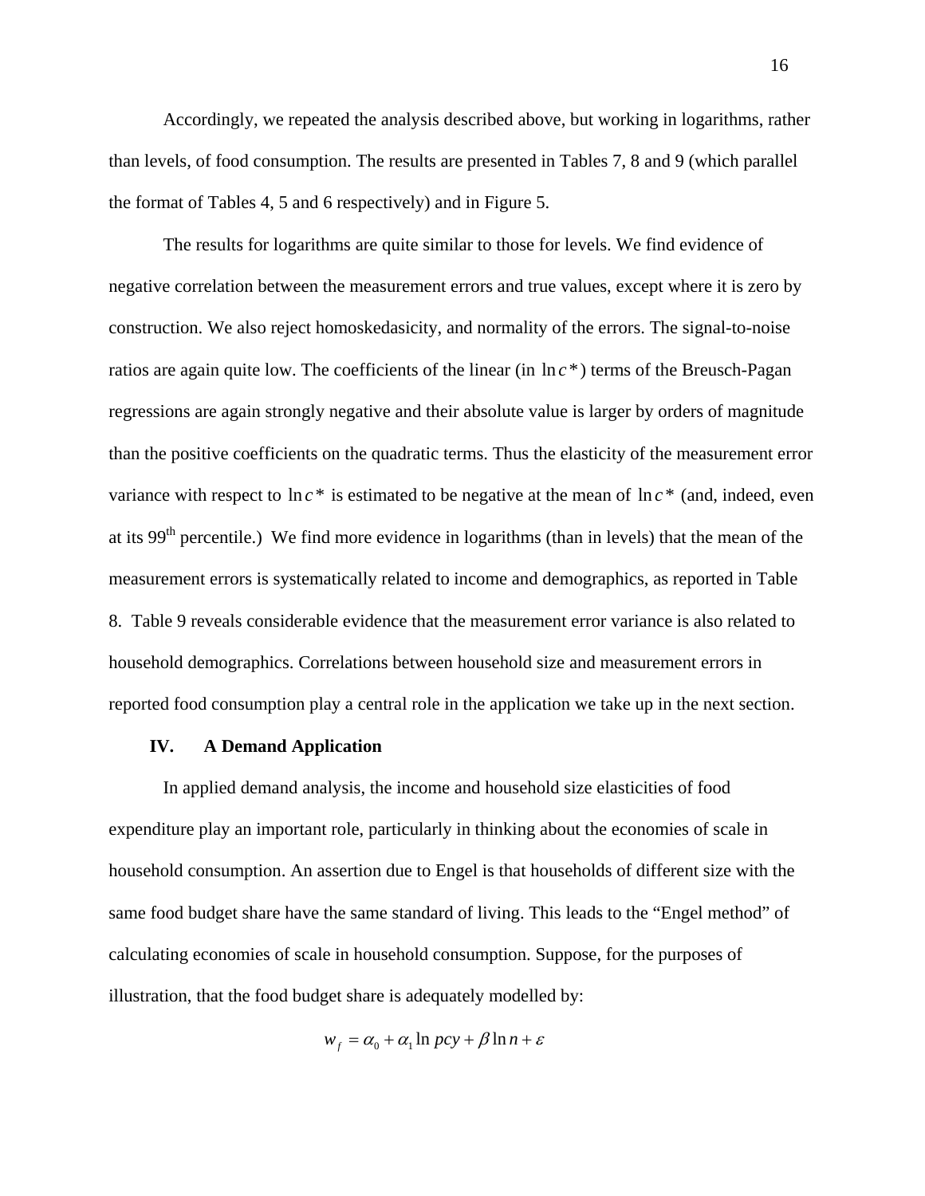Accordingly, we repeated the analysis described above, but working in logarithms, rather than levels, of food consumption. The results are presented in Tables 7, 8 and 9 (which parallel the format of Tables 4, 5 and 6 respectively) and in Figure 5.

The results for logarithms are quite similar to those for levels. We find evidence of negative correlation between the measurement errors and true values, except where it is zero by construction. We also reject homoskedasicity, and normality of the errors. The signal-to-noise ratios are again quite low. The coefficients of the linear (in $\ln c^*$) terms of the Breusch-Pagan regressions are again strongly negative and their absolute value is larger by orders of magnitude than the positive coefficients on the quadratic terms. Thus the elasticity of the measurement error variance with respect to $\ln c^*$ is estimated to be negative at the mean of $\ln c^*$ (and, indeed, even at its 99th percentile.) We find more evidence in logarithms (than in levels) that the mean of the measurement errors is systematically related to income and demographics, as reported in Table 8. Table 9 reveals considerable evidence that the measurement error variance is also related to household demographics. Correlations between household size and measurement errors in reported food consumption play a central role in the application we take up in the next section.

## IV. A Demand Application

In applied demand analysis, the income and household size elasticities of food expenditure play an important role, particularly in thinking about the economies of scale in household consumption. An assertion due to Engel is that households of different size with the same food budget share have the same standard of living. This leads to the "Engel method" of calculating economies of scale in household consumption. Suppose, for the purposes of illustration, that the food budget share is adequately modelled by:

$$w_f = \alpha_0 + \alpha_1 \ln pcy + \beta \ln n + \varepsilon$$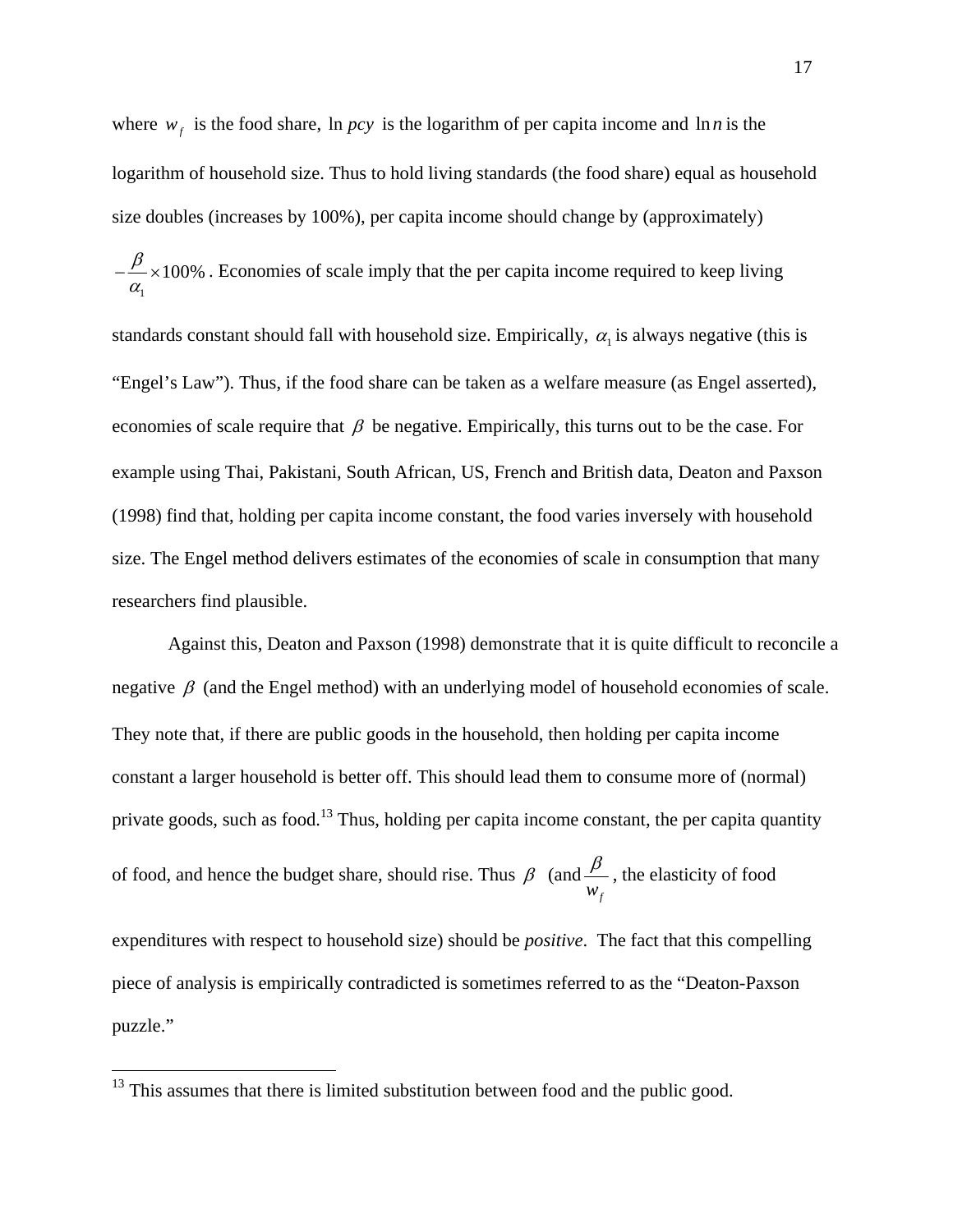where $w_f$ is the food share, $\ln pcy$ is the logarithm of per capita income and $\ln n$ is the logarithm of household size. Thus to hold living standards (the food share) equal as household size doubles (increases by 100%), per capita income should change by (approximately) $-\frac{\beta}{\alpha_1} \times 100\%$. Economies of scale imply that the per capita income required to keep living standards constant should fall with household size. Empirically, $\alpha_1$ is always negative (this is "Engel's Law"). Thus, if the food share can be taken as a welfare measure (as Engel asserted), economies of scale require that $\beta$ be negative. Empirically, this turns out to be the case. For example using Thai, Pakistani, South African, US, French and British data, Deaton and Paxson (1998) find that, holding per capita income constant, the food varies inversely with household size. The Engel method delivers estimates of the economies of scale in consumption that many researchers find plausible.

Against this, Deaton and Paxson (1998) demonstrate that it is quite difficult to reconcile a negative $\beta$ (and the Engel method) with an underlying model of household economies of scale. They note that, if there are public goods in the household, then holding per capita income constant a larger household is better off. This should lead them to consume more of (normal) private goods, such as food.[13] Thus, holding per capita income constant, the per capita quantity of food, and hence the budget share, should rise. Thus $\beta$ (and $\frac{\beta}{w_f}$, the elasticity of food expenditures with respect to household size) should be *positive*. The fact that this compelling piece of analysis is empirically contradicted is sometimes referred to as the "Deaton-Paxson puzzle."

[13] This assumes that there is limited substitution between food and the public good.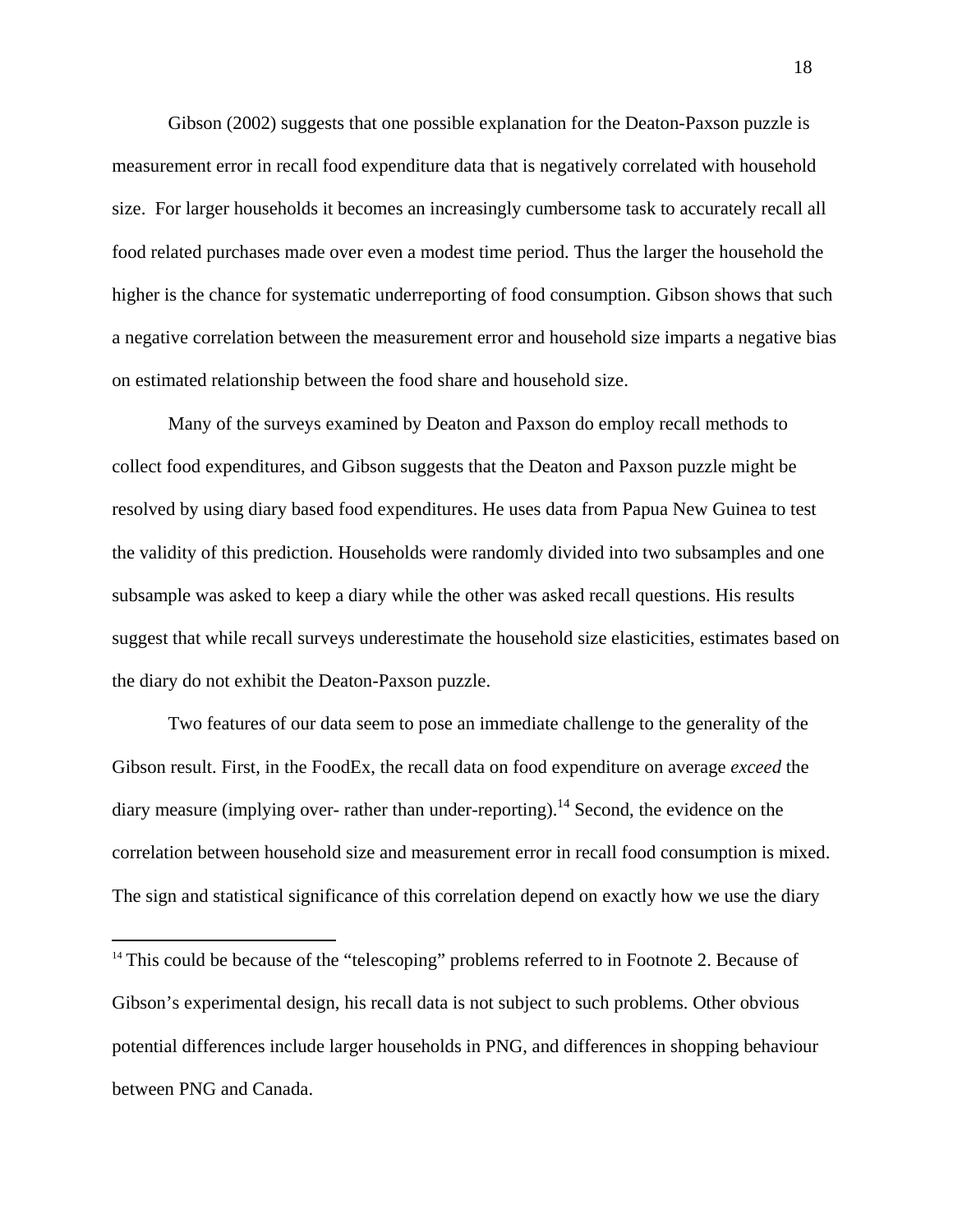Gibson (2002) suggests that one possible explanation for the Deaton-Paxson puzzle is measurement error in recall food expenditure data that is negatively correlated with household size. For larger households it becomes an increasingly cumbersome task to accurately recall all food related purchases made over even a modest time period. Thus the larger the household the higher is the chance for systematic underreporting of food consumption. Gibson shows that such a negative correlation between the measurement error and household size imparts a negative bias on estimated relationship between the food share and household size.

Many of the surveys examined by Deaton and Paxson do employ recall methods to collect food expenditures, and Gibson suggests that the Deaton and Paxson puzzle might be resolved by using diary based food expenditures. He uses data from Papua New Guinea to test the validity of this prediction. Households were randomly divided into two subsamples and one subsample was asked to keep a diary while the other was asked recall questions. His results suggest that while recall surveys underestimate the household size elasticities, estimates based on the diary do not exhibit the Deaton-Paxson puzzle.

Two features of our data seem to pose an immediate challenge to the generality of the Gibson result. First, in the FoodEx, the recall data on food expenditure on average *exceed* the diary measure (implying over- rather than under-reporting).[14] Second, the evidence on the correlation between household size and measurement error in recall food consumption is mixed. The sign and statistical significance of this correlation depend on exactly how we use the diary

---

[14] This could be because of the "telescoping" problems referred to in Footnote 2. Because of Gibson's experimental design, his recall data is not subject to such problems. Other obvious potential differences include larger households in PNG, and differences in shopping behaviour between PNG and Canada.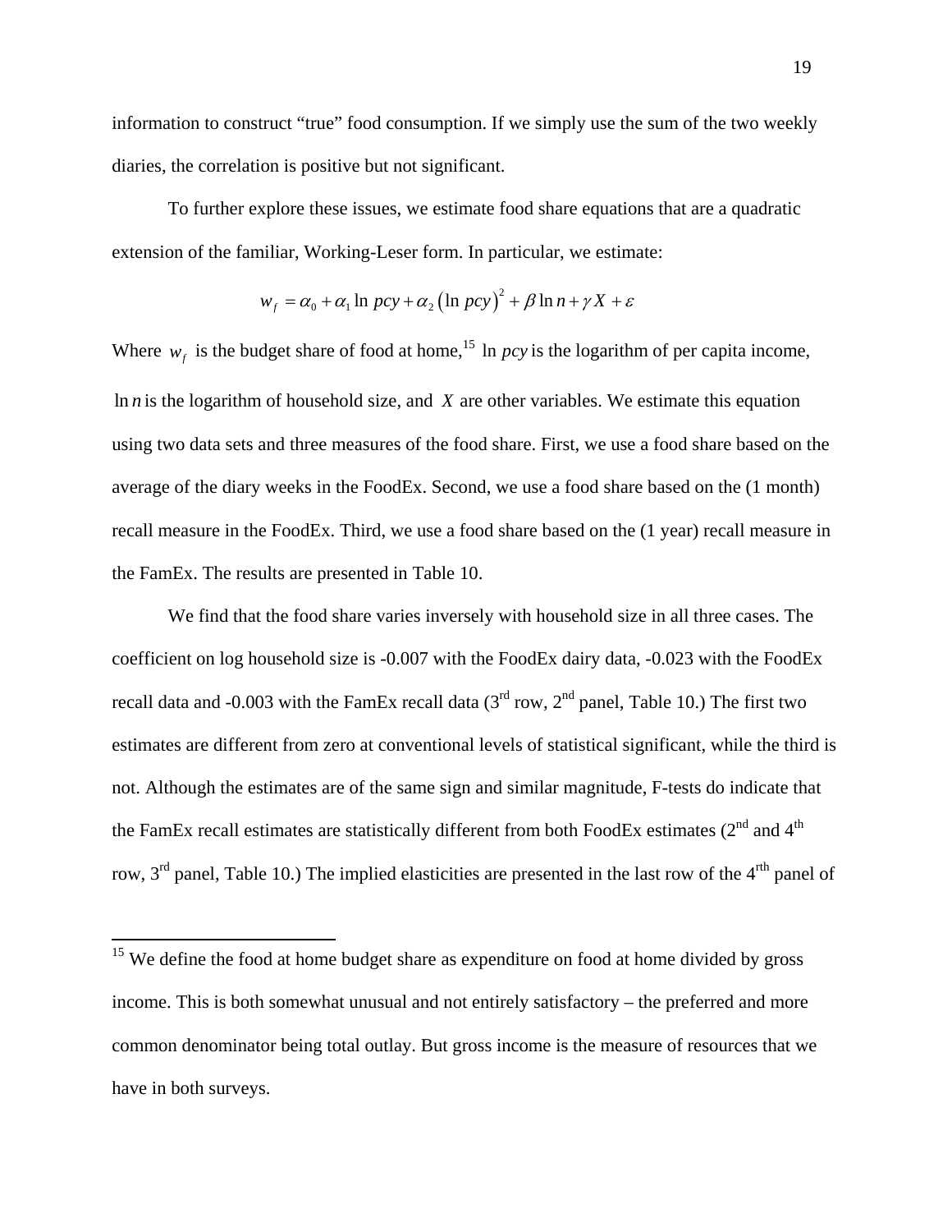information to construct "true" food consumption. If we simply use the sum of the two weekly diaries, the correlation is positive but not significant.

To further explore these issues, we estimate food share equations that are a quadratic extension of the familiar, Working-Leser form. In particular, we estimate:

$$w_f = \alpha_0 + \alpha_1 \ln pcy + \alpha_2 \left(\ln pcy\right)^2 + \beta \ln n + \gamma X + \varepsilon$$

Where $w_f$ is the budget share of food at home,[15] $\ln pcy$ is the logarithm of per capita income, $\ln n$ is the logarithm of household size, and $X$ are other variables. We estimate this equation using two data sets and three measures of the food share. First, we use a food share based on the average of the diary weeks in the FoodEx. Second, we use a food share based on the (1 month) recall measure in the FoodEx. Third, we use a food share based on the (1 year) recall measure in the FamEx. The results are presented in Table 10.

We find that the food share varies inversely with household size in all three cases. The coefficient on log household size is -0.007 with the FoodEx dairy data, -0.023 with the FoodEx recall data and -0.003 with the FamEx recall data (3rd row, 2nd panel, Table 10.) The first two estimates are different from zero at conventional levels of statistical significant, while the third is not. Although the estimates are of the same sign and similar magnitude, F-tests do indicate that the FamEx recall estimates are statistically different from both FoodEx estimates (2nd and 4th row, 3rd panel, Table 10.) The implied elasticities are presented in the last row of the 4rth panel of

[15] We define the food at home budget share as expenditure on food at home divided by gross income. This is both somewhat unusual and not entirely satisfactory – the preferred and more common denominator being total outlay. But gross income is the measure of resources that we have in both surveys.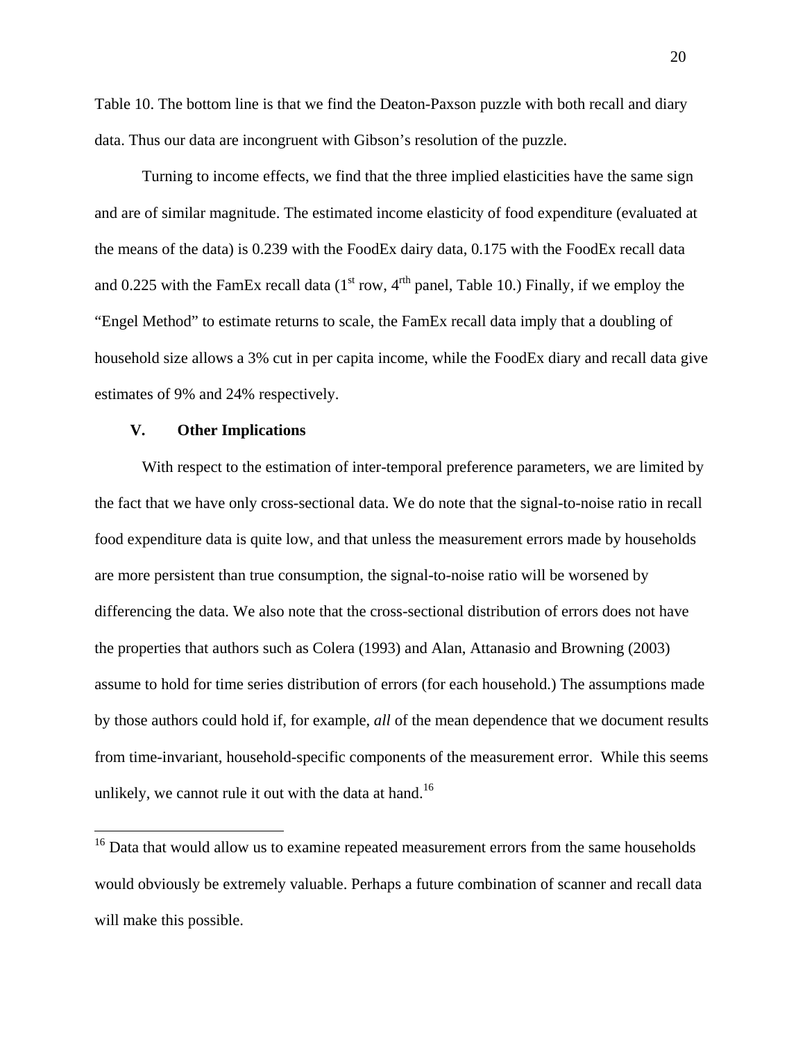Table 10. The bottom line is that we find the Deaton-Paxson puzzle with both recall and diary data. Thus our data are incongruent with Gibson's resolution of the puzzle.

Turning to income effects, we find that the three implied elasticities have the same sign and are of similar magnitude. The estimated income elasticity of food expenditure (evaluated at the means of the data) is 0.239 with the FoodEx dairy data, 0.175 with the FoodEx recall data and 0.225 with the FamEx recall data (1st row, 4rth panel, Table 10.) Finally, if we employ the "Engel Method" to estimate returns to scale, the FamEx recall data imply that a doubling of household size allows a 3% cut in per capita income, while the FoodEx diary and recall data give estimates of 9% and 24% respectively.

## V. Other Implications

With respect to the estimation of inter-temporal preference parameters, we are limited by the fact that we have only cross-sectional data. We do note that the signal-to-noise ratio in recall food expenditure data is quite low, and that unless the measurement errors made by households are more persistent than true consumption, the signal-to-noise ratio will be worsened by differencing the data. We also note that the cross-sectional distribution of errors does not have the properties that authors such as Colera (1993) and Alan, Attanasio and Browning (2003) assume to hold for time series distribution of errors (for each household.) The assumptions made by those authors could hold if, for example, *all* of the mean dependence that we document results from time-invariant, household-specific components of the measurement error. While this seems unlikely, we cannot rule it out with the data at hand.[16]

[16] Data that would allow us to examine repeated measurement errors from the same households would obviously be extremely valuable. Perhaps a future combination of scanner and recall data will make this possible.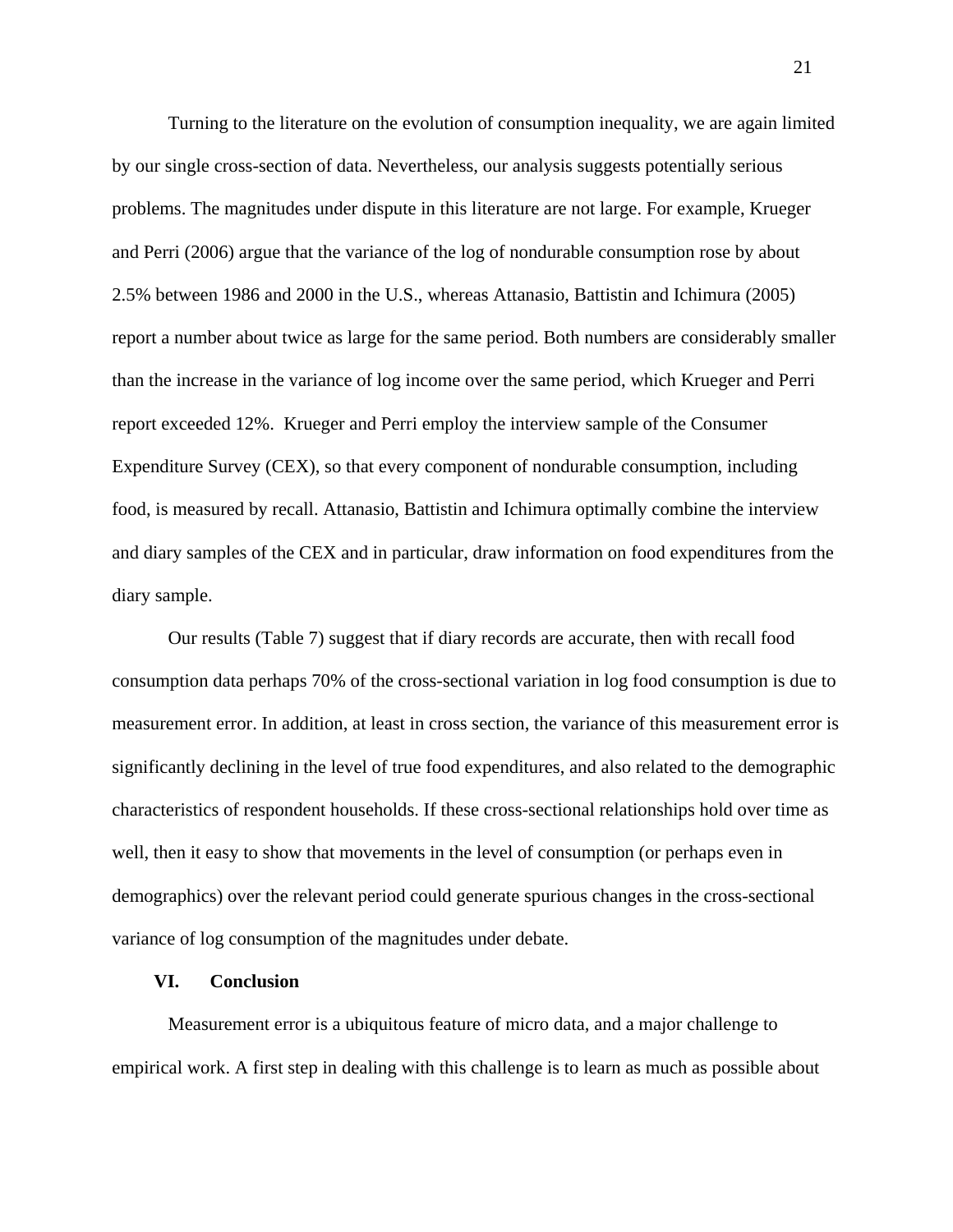Turning to the literature on the evolution of consumption inequality, we are again limited by our single cross-section of data. Nevertheless, our analysis suggests potentially serious problems. The magnitudes under dispute in this literature are not large. For example, Krueger and Perri (2006) argue that the variance of the log of nondurable consumption rose by about 2.5% between 1986 and 2000 in the U.S., whereas Attanasio, Battistin and Ichimura (2005) report a number about twice as large for the same period. Both numbers are considerably smaller than the increase in the variance of log income over the same period, which Krueger and Perri report exceeded 12%. Krueger and Perri employ the interview sample of the Consumer Expenditure Survey (CEX), so that every component of nondurable consumption, including food, is measured by recall. Attanasio, Battistin and Ichimura optimally combine the interview and diary samples of the CEX and in particular, draw information on food expenditures from the diary sample.

Our results (Table 7) suggest that if diary records are accurate, then with recall food consumption data perhaps 70% of the cross-sectional variation in log food consumption is due to measurement error. In addition, at least in cross section, the variance of this measurement error is significantly declining in the level of true food expenditures, and also related to the demographic characteristics of respondent households. If these cross-sectional relationships hold over time as well, then it easy to show that movements in the level of consumption (or perhaps even in demographics) over the relevant period could generate spurious changes in the cross-sectional variance of log consumption of the magnitudes under debate.

## VI. Conclusion

Measurement error is a ubiquitous feature of micro data, and a major challenge to empirical work. A first step in dealing with this challenge is to learn as much as possible about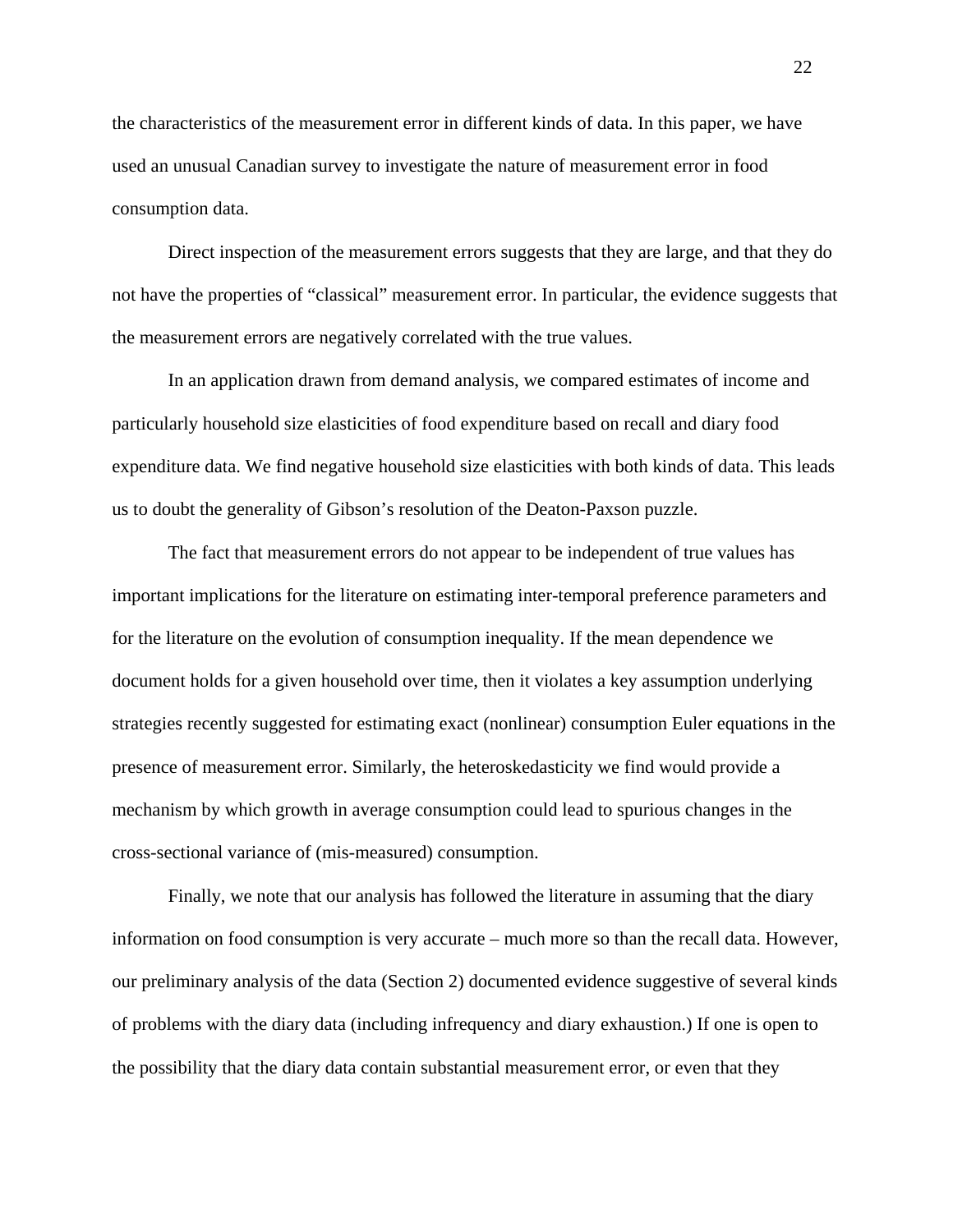the characteristics of the measurement error in different kinds of data. In this paper, we have used an unusual Canadian survey to investigate the nature of measurement error in food consumption data.

Direct inspection of the measurement errors suggests that they are large, and that they do not have the properties of "classical" measurement error. In particular, the evidence suggests that the measurement errors are negatively correlated with the true values.

In an application drawn from demand analysis, we compared estimates of income and particularly household size elasticities of food expenditure based on recall and diary food expenditure data. We find negative household size elasticities with both kinds of data. This leads us to doubt the generality of Gibson's resolution of the Deaton-Paxson puzzle.

The fact that measurement errors do not appear to be independent of true values has important implications for the literature on estimating inter-temporal preference parameters and for the literature on the evolution of consumption inequality. If the mean dependence we document holds for a given household over time, then it violates a key assumption underlying strategies recently suggested for estimating exact (nonlinear) consumption Euler equations in the presence of measurement error. Similarly, the heteroskedasticity we find would provide a mechanism by which growth in average consumption could lead to spurious changes in the cross-sectional variance of (mis-measured) consumption.

Finally, we note that our analysis has followed the literature in assuming that the diary information on food consumption is very accurate – much more so than the recall data. However, our preliminary analysis of the data (Section 2) documented evidence suggestive of several kinds of problems with the diary data (including infrequency and diary exhaustion.) If one is open to the possibility that the diary data contain substantial measurement error, or even that they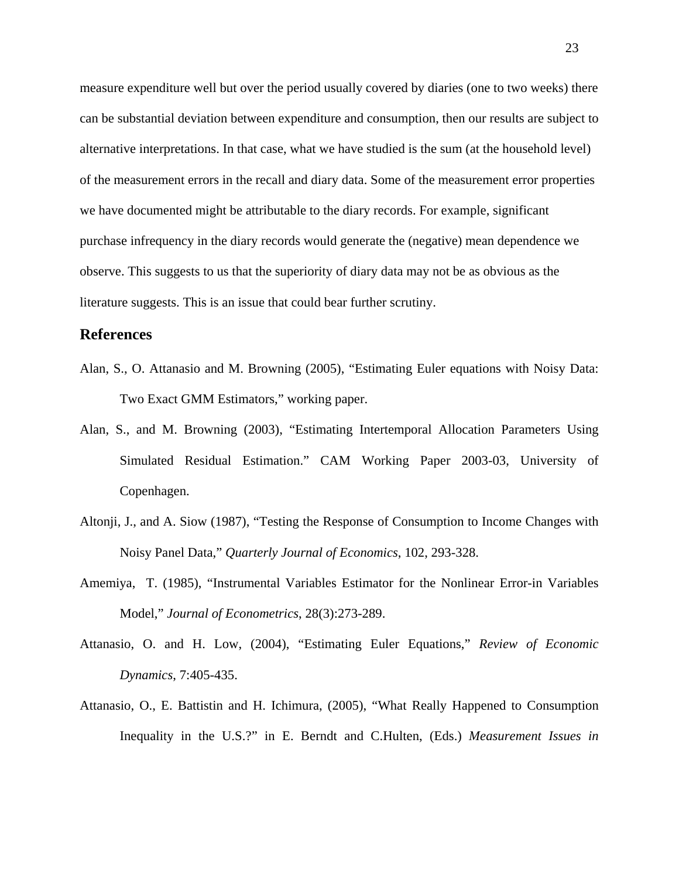measure expenditure well but over the period usually covered by diaries (one to two weeks) there can be substantial deviation between expenditure and consumption, then our results are subject to alternative interpretations. In that case, what we have studied is the sum (at the household level) of the measurement errors in the recall and diary data. Some of the measurement error properties we have documented might be attributable to the diary records. For example, significant purchase infrequency in the diary records would generate the (negative) mean dependence we observe. This suggests to us that the superiority of diary data may not be as obvious as the literature suggests. This is an issue that could bear further scrutiny.

## References

Alan, S., O. Attanasio and M. Browning (2005), "Estimating Euler equations with Noisy Data: Two Exact GMM Estimators," working paper.

Alan, S., and M. Browning (2003), "Estimating Intertemporal Allocation Parameters Using Simulated Residual Estimation." CAM Working Paper 2003-03, University of Copenhagen.

Altonji, J., and A. Siow (1987), "Testing the Response of Consumption to Income Changes with Noisy Panel Data," *Quarterly Journal of Economics*, 102, 293-328.

Amemiya, T. (1985), "Instrumental Variables Estimator for the Nonlinear Error-in Variables Model," *Journal of Econometrics*, 28(3):273-289.

Attanasio, O. and H. Low, (2004), "Estimating Euler Equations," *Review of Economic Dynamics*, 7:405-435.

Attanasio, O., E. Battistin and H. Ichimura, (2005), "What Really Happened to Consumption Inequality in the U.S.?" in E. Berndt and C.Hulten, (Eds.) *Measurement Issues in*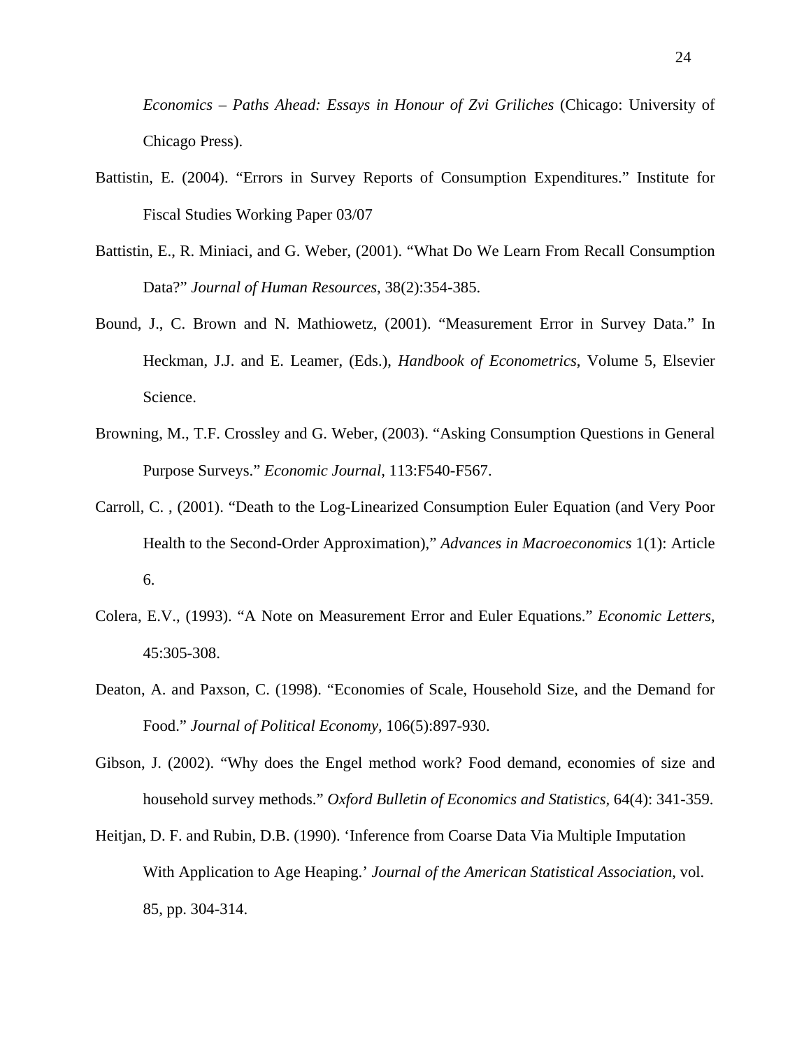*Economics – Paths Ahead: Essays in Honour of Zvi Griliches* (Chicago: University of Chicago Press).

Battistin, E. (2004). "Errors in Survey Reports of Consumption Expenditures." Institute for Fiscal Studies Working Paper 03/07

Battistin, E., R. Miniaci, and G. Weber, (2001). "What Do We Learn From Recall Consumption Data?" *Journal of Human Resources*, 38(2):354-385.

Bound, J., C. Brown and N. Mathiowetz, (2001). "Measurement Error in Survey Data." In Heckman, J.J. and E. Leamer, (Eds.), *Handbook of Econometrics*, Volume 5, Elsevier Science.

Browning, M., T.F. Crossley and G. Weber, (2003). "Asking Consumption Questions in General Purpose Surveys." *Economic Journal,* 113:F540-F567.

Carroll, C. , (2001). "Death to the Log-Linearized Consumption Euler Equation (and Very Poor Health to the Second-Order Approximation)," *Advances in Macroeconomics* 1(1): Article 6.

Colera, E.V., (1993). "A Note on Measurement Error and Euler Equations." *Economic Letters*, 45:305-308.

Deaton, A. and Paxson, C. (1998). "Economies of Scale, Household Size, and the Demand for Food." *Journal of Political Economy,* 106(5):897-930.

Gibson, J. (2002). "Why does the Engel method work? Food demand, economies of size and household survey methods." *Oxford Bulletin of Economics and Statistics,* 64(4): 341-359.

Heitjan, D. F. and Rubin, D.B. (1990). 'Inference from Coarse Data Via Multiple Imputation With Application to Age Heaping.' *Journal of the American Statistical Association*, vol. 85, pp. 304-314.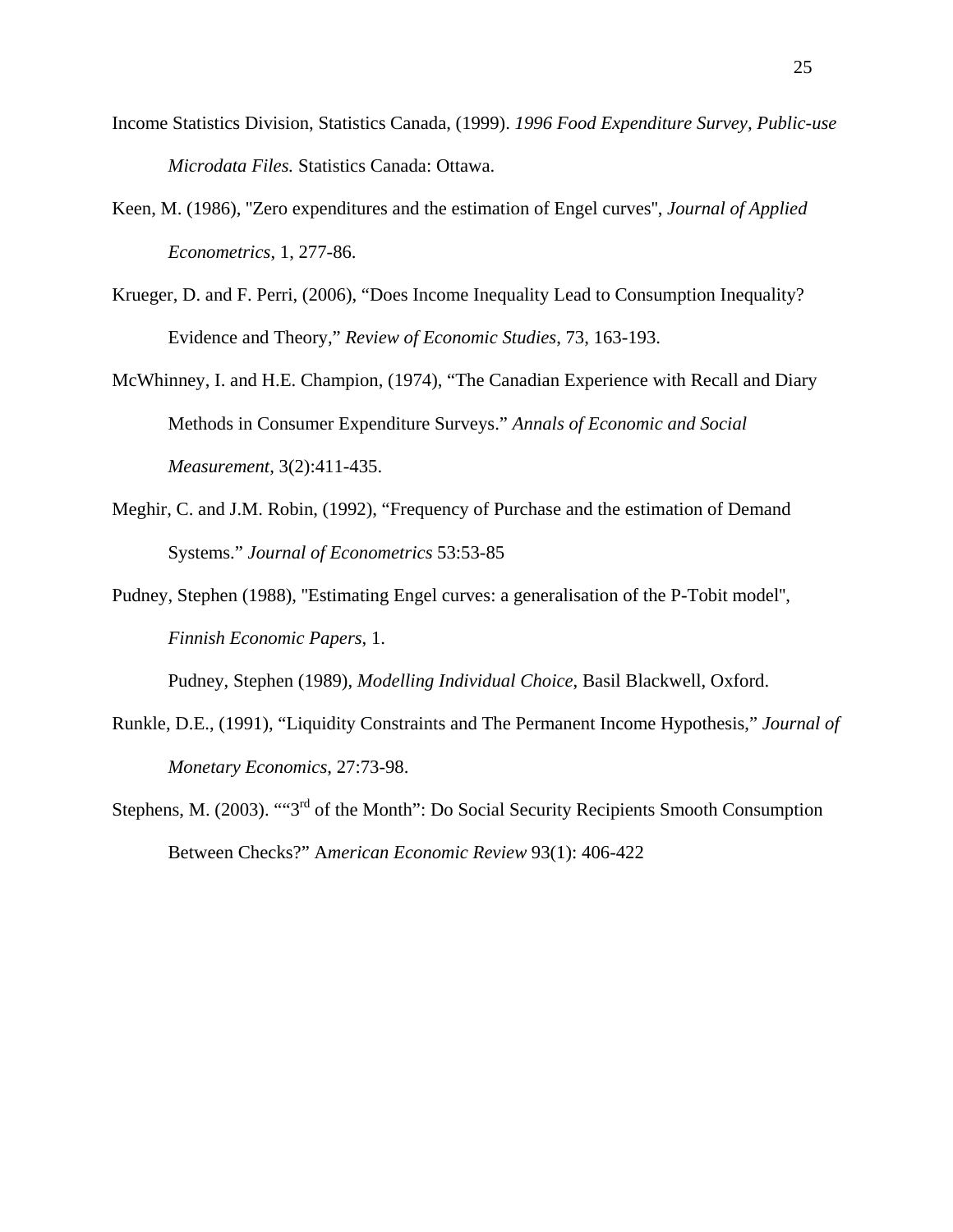Income Statistics Division, Statistics Canada, (1999). *1996 Food Expenditure Survey, Public-use Microdata Files.* Statistics Canada: Ottawa.

Keen, M. (1986), "Zero expenditures and the estimation of Engel curves", *Journal of Applied Econometrics*, 1, 277-86.

Krueger, D. and F. Perri, (2006), "Does Income Inequality Lead to Consumption Inequality? Evidence and Theory," *Review of Economic Studies*, 73, 163-193.

McWhinney, I. and H.E. Champion, (1974), "The Canadian Experience with Recall and Diary Methods in Consumer Expenditure Surveys." *Annals of Economic and Social Measurement*, 3(2):411-435.

Meghir, C. and J.M. Robin, (1992), "Frequency of Purchase and the estimation of Demand Systems." *Journal of Econometrics* 53:53-85

Pudney, Stephen (1988), "Estimating Engel curves: a generalisation of the P-Tobit model", *Finnish Economic Papers*, 1.

Pudney, Stephen (1989), *Modelling Individual Choice*, Basil Blackwell, Oxford.

Runkle, D.E., (1991), "Liquidity Constraints and The Permanent Income Hypothesis," *Journal of Monetary Economics*, 27:73-98.

Stephens, M. (2003). ""3rd of the Month": Do Social Security Recipients Smooth Consumption Between Checks?" A*merican Economic Review* 93(1): 406-422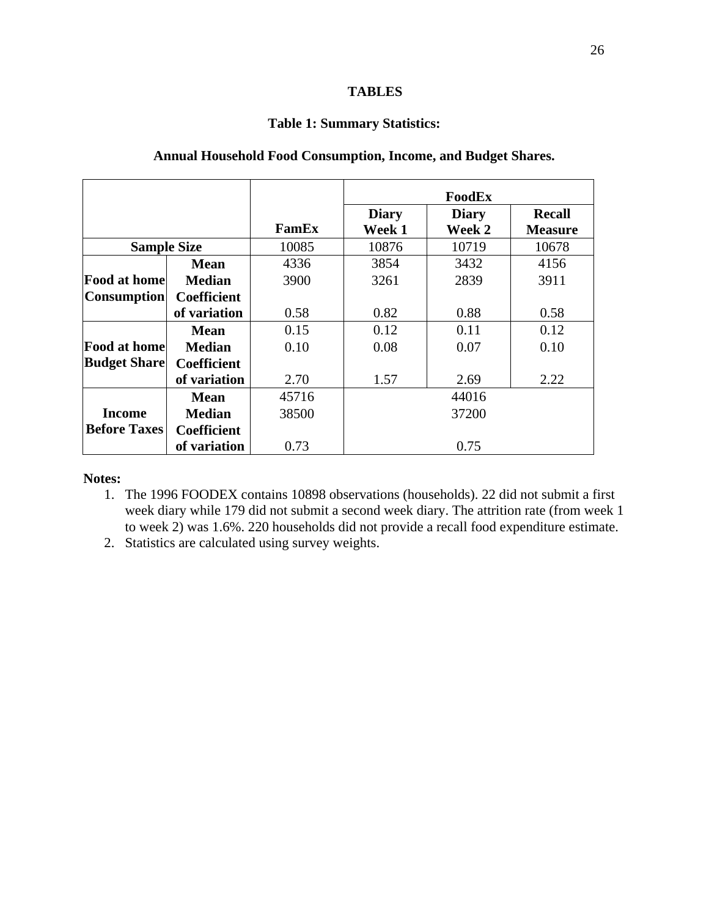## TABLES

### Table 1: Summary Statistics:

### Annual Household Food Consumption, Income, and Budget Shares.

| | | FamEx | FoodEx Diary Week 1 | FoodEx Diary Week 2 | FoodEx Recall Measure |
|---|---|---|---|---|---|
| **Sample Size** | | 10085 | 10876 | 10719 | 10678 |
| **Food at home Consumption** | **Mean** | 4336 | 3854 | 3432 | 4156 |
| | **Median** | 3900 | 3261 | 2839 | 3911 |
| | **Coefficient of variation** | 0.58 | 0.82 | 0.88 | 0.58 |
| **Food at home Budget Share** | **Mean** | 0.15 | 0.12 | 0.11 | 0.12 |
| | **Median** | 0.10 | 0.08 | 0.07 | 0.10 |
| | **Coefficient of variation** | 2.70 | 1.57 | 2.69 | 2.22 |
| **Income Before Taxes** | **Mean** | 45716 | 44016 | | |
| | **Median** | 38500 | 37200 | | |
| | **Coefficient of variation** | 0.73 | 0.75 | | |

**Notes:**

1. The 1996 FOODEX contains 10898 observations (households). 22 did not submit a first week diary while 179 did not submit a second week diary. The attrition rate (from week 1 to week 2) was 1.6%. 220 households did not provide a recall food expenditure estimate.
2. Statistics are calculated using survey weights.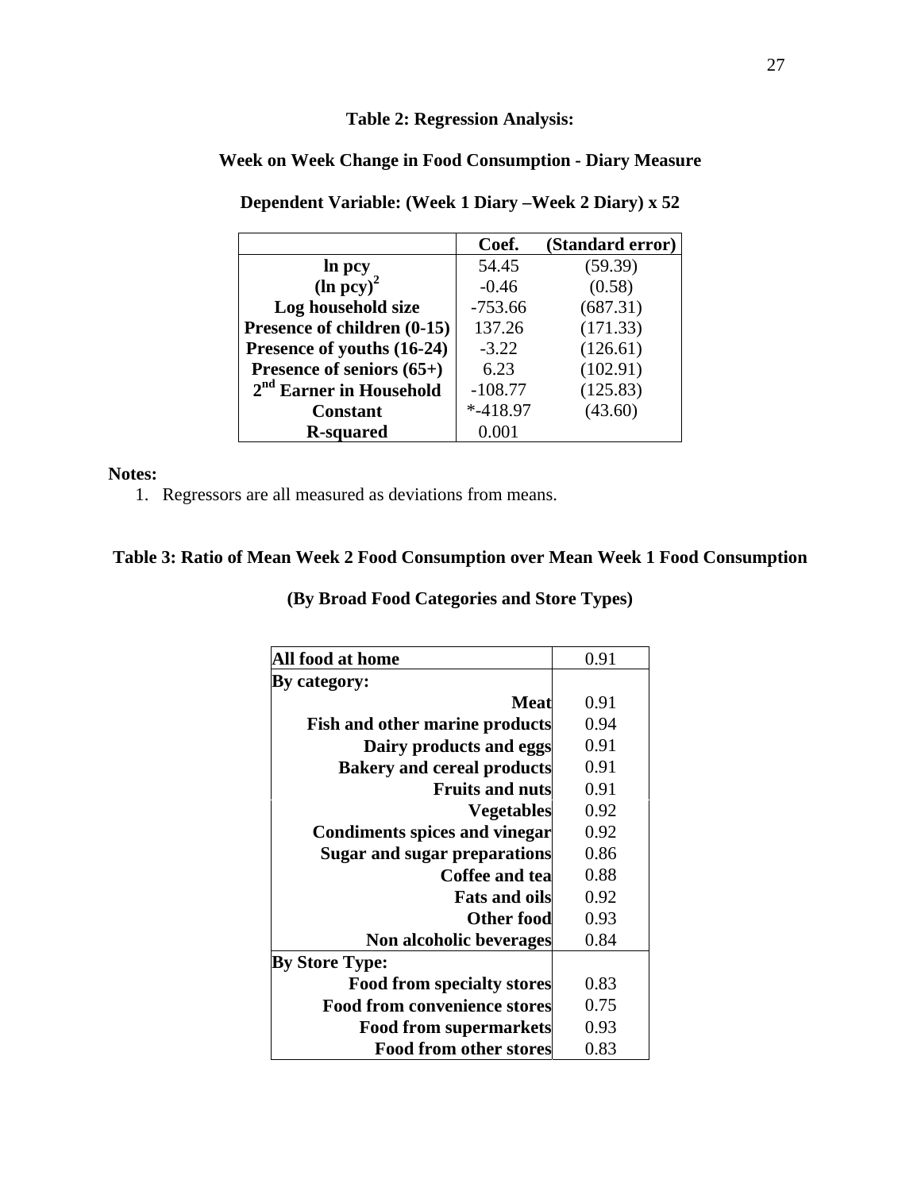**Table 2: Regression Analysis:**

**Week on Week Change in Food Consumption - Diary Measure**

**Dependent Variable: (Week 1 Diary –Week 2 Diary) x 52**

| | Coef. | (Standard error) |
|---|---|---|
| **ln pcy** | 54.45 | (59.39) |
| **$(\ln pcy)^2$** | -0.46 | (0.58) |
| **Log household size** | -753.66 | (687.31) |
| **Presence of children (0-15)** | 137.26 | (171.33) |
| **Presence of youths (16-24)** | -3.22 | (126.61) |
| **Presence of seniors (65+)** | 6.23 | (102.91) |
| **2nd Earner in Household** | -108.77 | (125.83) |
| **Constant** | *-418.97 | (43.60) |
| **R-squared** | 0.001 | |

**Notes:**

1. Regressors are all measured as deviations from means.

**Table 3: Ratio of Mean Week 2 Food Consumption over Mean Week 1 Food Consumption**

**(By Broad Food Categories and Store Types)**

| | |
|---|---|
| **All food at home** | 0.91 |
| **By category:** | |
| **Meat** | 0.91 |
| **Fish and other marine products** | 0.94 |
| **Dairy products and eggs** | 0.91 |
| **Bakery and cereal products** | 0.91 |
| **Fruits and nuts** | 0.91 |
| **Vegetables** | 0.92 |
| **Condiments spices and vinegar** | 0.92 |
| **Sugar and sugar preparations** | 0.86 |
| **Coffee and tea** | 0.88 |
| **Fats and oils** | 0.92 |
| **Other food** | 0.93 |
| **Non alcoholic beverages** | 0.84 |
| **By Store Type:** | |
| **Food from specialty stores** | 0.83 |
| **Food from convenience stores** | 0.75 |
| **Food from supermarkets** | 0.93 |
| **Food from other stores** | 0.83 |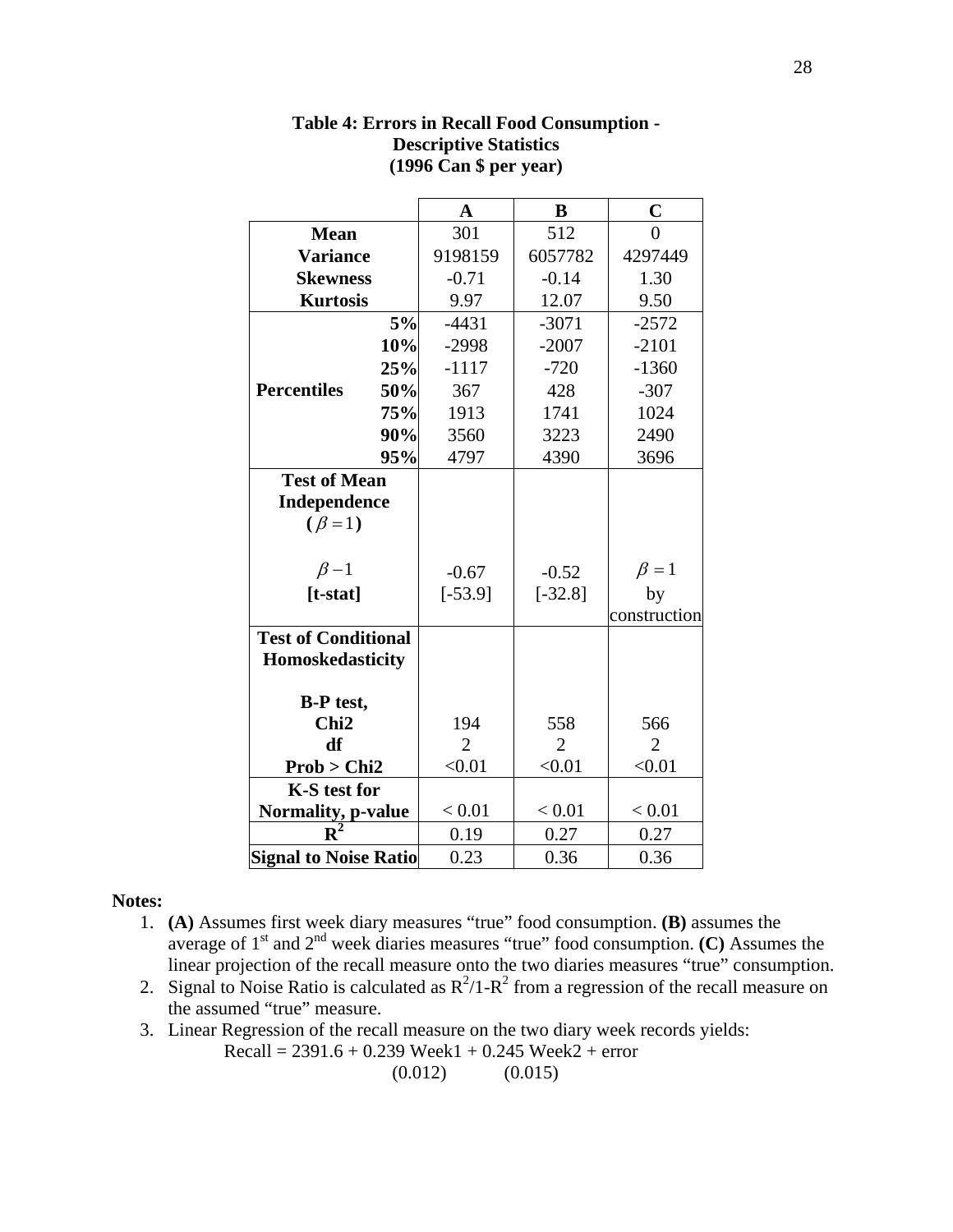**Table 4: Errors in Recall Food Consumption - Descriptive Statistics (1996 Can $ per year)**

| | | A | B | C |
|---|---|---|---|---|
| **Mean** | | 301 | 512 | 0 |
| **Variance** | | 9198159 | 6057782 | 4297449 |
| **Skewness** | | -0.71 | -0.14 | 1.30 |
| **Kurtosis** | | 9.97 | 12.07 | 9.50 |
| **Percentiles** | **5%** | -4431 | -3071 | -2572 |
| | **10%** | -2998 | -2007 | -2101 |
| | **25%** | -1117 | -720 | -1360 |
| | **50%** | 367 | 428 | -307 |
| | **75%** | 1913 | 1741 | 1024 |
| | **90%** | 3560 | 3223 | 2490 |
| | **95%** | 4797 | 4390 | 3696 |
| **Test of Mean Independence ($\beta = 1$)** | | | | |
| $\beta - 1$ | | -0.67 | -0.52 | $\beta = 1$ |
| **[t-stat]** | | [-53.9] | [-32.8] | by construction |
| **Test of Conditional Homoskedasticity** | | | | |
| **B-P test, Chi2** | | 194 | 558 | 566 |
| **df** | | 2 | 2 | 2 |
| **Prob > Chi2** | | <0.01 | <0.01 | <0.01 |
| **K-S test for Normality, p-value** | | < 0.01 | < 0.01 | < 0.01 |
| $R^2$ | | 0.19 | 0.27 | 0.27 |
| **Signal to Noise Ratio** | | 0.23 | 0.36 | 0.36 |

**Notes:**

1. **(A)** Assumes first week diary measures "true" food consumption. **(B)** assumes the average of 1st and 2nd week diaries measures "true" food consumption. **(C)** Assumes the linear projection of the recall measure onto the two diaries measures "true" consumption.
2. Signal to Noise Ratio is calculated as $R^2/1\text{-}R^2$ from a regression of the recall measure on the assumed "true" measure.
3. Linear Regression of the recall measure on the two diary week records yields:

$$\text{Recall} = 2391.6 + \underset{(0.012)}{0.239}\ \text{Week1} + \underset{(0.015)}{0.245}\ \text{Week2} + \text{error}$$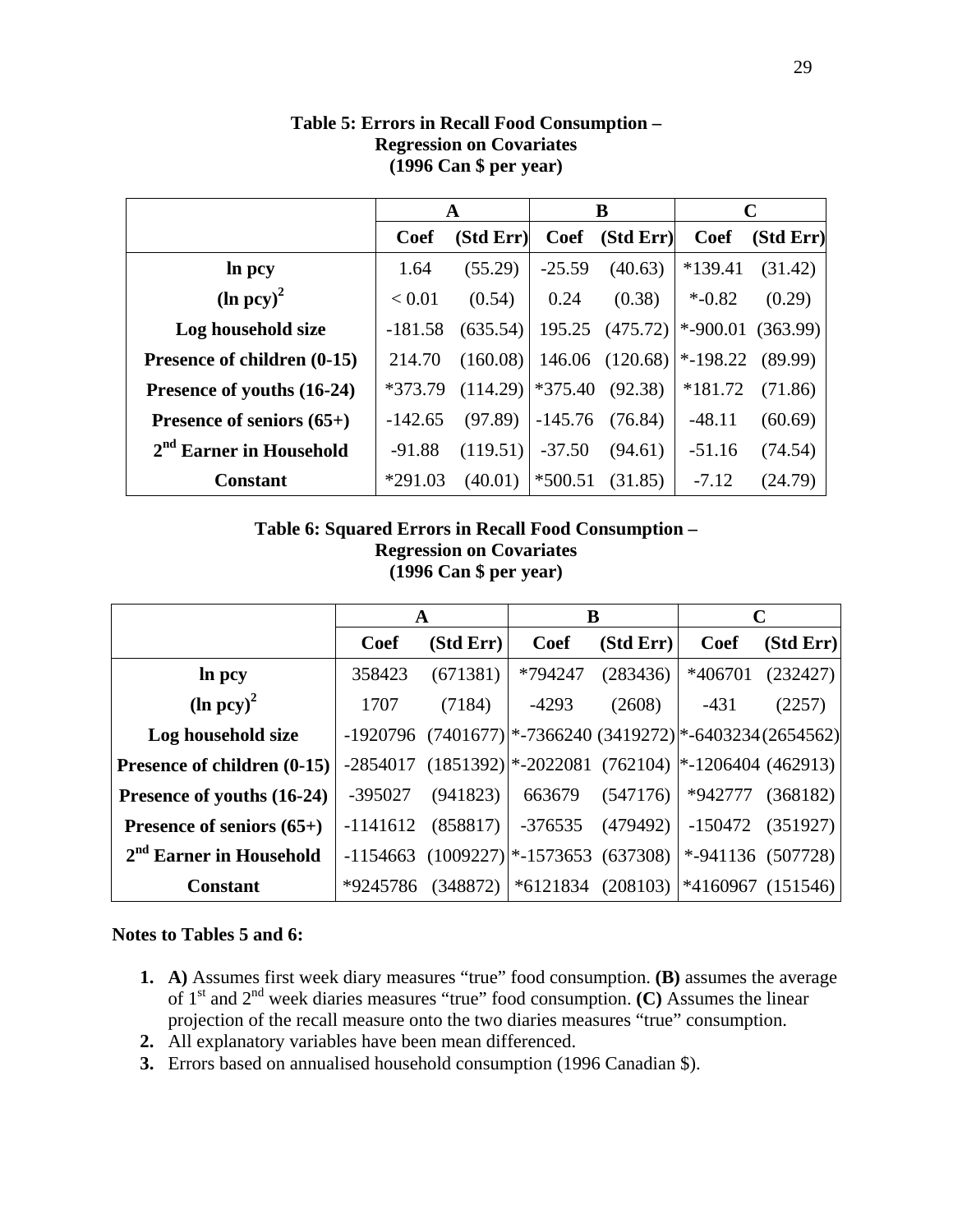**Table 5: Errors in Recall Food Consumption – Regression on Covariates (1996 Can $ per year)**

| | A | | B | | C | |
|---|---|---|---|---|---|---|
| | Coef | (Std Err) | Coef | (Std Err) | Coef | (Std Err) |
| **ln pcy** | 1.64 | (55.29) | -25.59 | (40.63) | *139.41 | (31.42) |
| **(ln pcy)$^2$** | < 0.01 | (0.54) | 0.24 | (0.38) | *-0.82 | (0.29) |
| **Log household size** | -181.58 | (635.54) | 195.25 | (475.72) | *-900.01 | (363.99) |
| **Presence of children (0-15)** | 214.70 | (160.08) | 146.06 | (120.68) | *-198.22 | (89.99) |
| **Presence of youths (16-24)** | *373.79 | (114.29) | *375.40 | (92.38) | *181.72 | (71.86) |
| **Presence of seniors (65+)** | -142.65 | (97.89) | -145.76 | (76.84) | -48.11 | (60.69) |
| **2nd Earner in Household** | -91.88 | (119.51) | -37.50 | (94.61) | -51.16 | (74.54) |
| **Constant** | *291.03 | (40.01) | *500.51 | (31.85) | -7.12 | (24.79) |

**Table 6: Squared Errors in Recall Food Consumption – Regression on Covariates (1996 Can $ per year)**

| | A | | B | | C | |
|---|---|---|---|---|---|---|
| | Coef | (Std Err) | Coef | (Std Err) | Coef | (Std Err) |
| **ln pcy** | 358423 | (671381) | *794247 | (283436) | *406701 | (232427) |
| **(ln pcy)$^2$** | 1707 | (7184) | -4293 | (2608) | -431 | (2257) |
| **Log household size** | -1920796 | (7401677) | *-7366240 | (3419272) | *-6403234 | (2654562) |
| **Presence of children (0-15)** | -2854017 | (1851392) | *-2022081 | (762104) | *-1206404 | (462913) |
| **Presence of youths (16-24)** | -395027 | (941823) | 663679 | (547176) | *942777 | (368182) |
| **Presence of seniors (65+)** | -1141612 | (858817) | -376535 | (479492) | -150472 | (351927) |
| **2nd Earner in Household** | -1154663 | (1009227) | *-1573653 | (637308) | *-941136 | (507728) |
| **Constant** | *9245786 | (348872) | *6121834 | (208103) | *4160967 | (151546) |

**Notes to Tables 5 and 6:**

1. **A)** Assumes first week diary measures "true" food consumption. **(B)** assumes the average of 1st and 2nd week diaries measures "true" food consumption. **(C)** Assumes the linear projection of the recall measure onto the two diaries measures "true" consumption.
2. All explanatory variables have been mean differenced.
3. Errors based on annualised household consumption (1996 Canadian $).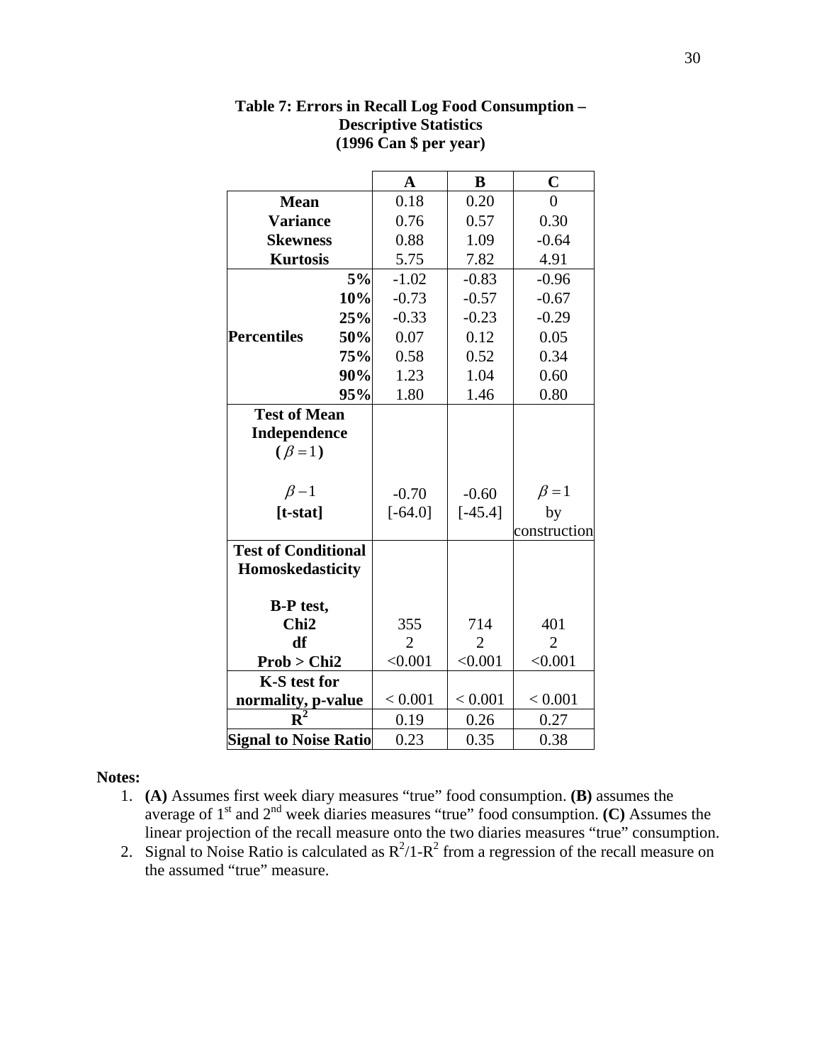**Table 7: Errors in Recall Log Food Consumption – Descriptive Statistics (1996 Can $ per year)**

| | | A | B | C |
|---|---|---|---|---|
| **Mean** | | 0.18 | 0.20 | 0 |
| **Variance** | | 0.76 | 0.57 | 0.30 |
| **Skewness** | | 0.88 | 1.09 | -0.64 |
| **Kurtosis** | | 5.75 | 7.82 | 4.91 |
| **Percentiles** | **5%** | -1.02 | -0.83 | -0.96 |
| | **10%** | -0.73 | -0.57 | -0.67 |
| | **25%** | -0.33 | -0.23 | -0.29 |
| | **50%** | 0.07 | 0.12 | 0.05 |
| | **75%** | 0.58 | 0.52 | 0.34 |
| | **90%** | 1.23 | 1.04 | 0.60 |
| | **95%** | 1.80 | 1.46 | 0.80 |
| **Test of Mean Independence ($\beta = 1$)** | | | | |
| $\beta - 1$ | | -0.70 | -0.60 | $\beta = 1$ |
| **[t-stat]** | | [-64.0] | [-45.4] | by construction |
| **Test of Conditional Homoskedasticity** | | | | |
| **B-P test, Chi2** | | 355 | 714 | 401 |
| **df** | | 2 | 2 | 2 |
| **Prob > Chi2** | | <0.001 | <0.001 | <0.001 |
| **K-S test for normality, p-value** | | < 0.001 | < 0.001 | < 0.001 |
| $R^2$ | | 0.19 | 0.26 | 0.27 |
| **Signal to Noise Ratio** | | 0.23 | 0.35 | 0.38 |

**Notes:**

1. **(A)** Assumes first week diary measures "true" food consumption. **(B)** assumes the average of 1st and 2nd week diaries measures "true" food consumption. **(C)** Assumes the linear projection of the recall measure onto the two diaries measures "true" consumption.
2. Signal to Noise Ratio is calculated as $R^2/1-R^2$ from a regression of the recall measure on the assumed "true" measure.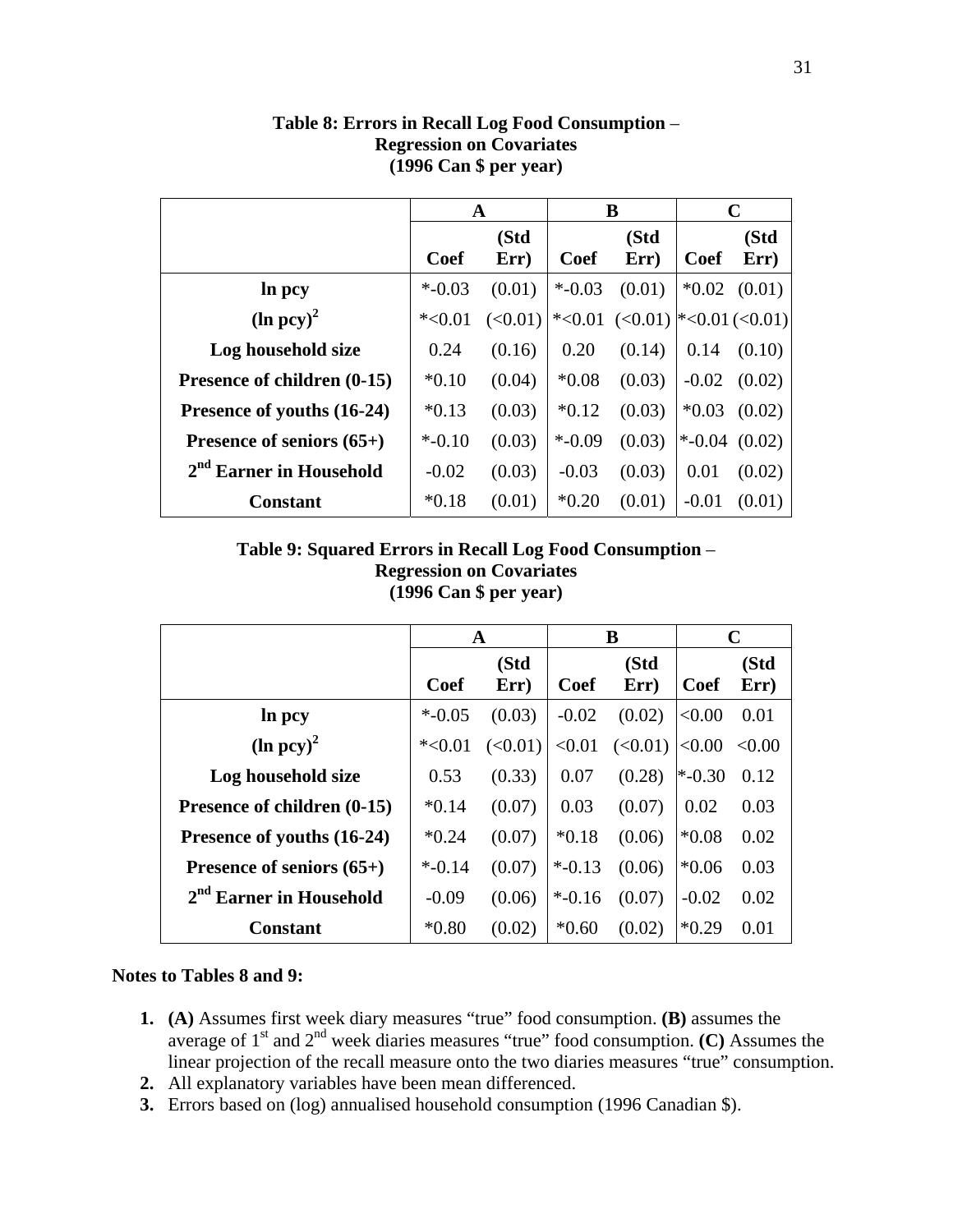**Table 8: Errors in Recall Log Food Consumption – Regression on Covariates (1996 Can $ per year)**

| | A | | B | | C | |
|---|---|---|---|---|---|---|
| | Coef | (Std Err) | Coef | (Std Err) | Coef | (Std Err) |
| **ln pcy** | *-0.03 | (0.01) | *-0.03 | (0.01) | *0.02 | (0.01) |
| **(ln pcy)$^2$** | *<0.01 | (<0.01) | *<0.01 | (<0.01) | *<0.01 | (<0.01) |
| **Log household size** | 0.24 | (0.16) | 0.20 | (0.14) | 0.14 | (0.10) |
| **Presence of children (0-15)** | *0.10 | (0.04) | *0.08 | (0.03) | -0.02 | (0.02) |
| **Presence of youths (16-24)** | *0.13 | (0.03) | *0.12 | (0.03) | *0.03 | (0.02) |
| **Presence of seniors (65+)** | *-0.10 | (0.03) | *-0.09 | (0.03) | *-0.04 | (0.02) |
| **2nd Earner in Household** | -0.02 | (0.03) | -0.03 | (0.03) | 0.01 | (0.02) |
| **Constant** | *0.18 | (0.01) | *0.20 | (0.01) | -0.01 | (0.01) |

**Table 9: Squared Errors in Recall Log Food Consumption – Regression on Covariates (1996 Can $ per year)**

| | A | | B | | C | |
|---|---|---|---|---|---|---|
| | Coef | (Std Err) | Coef | (Std Err) | Coef | (Std Err) |
| **ln pcy** | *-0.05 | (0.03) | -0.02 | (0.02) | <0.00 | 0.01 |
| **(ln pcy)$^2$** | *<0.01 | (<0.01) | <0.01 | (<0.01) | <0.00 | <0.00 |
| **Log household size** | 0.53 | (0.33) | 0.07 | (0.28) | *-0.30 | 0.12 |
| **Presence of children (0-15)** | *0.14 | (0.07) | 0.03 | (0.07) | 0.02 | 0.03 |
| **Presence of youths (16-24)** | *0.24 | (0.07) | *0.18 | (0.06) | *0.08 | 0.02 |
| **Presence of seniors (65+)** | *-0.14 | (0.07) | *-0.13 | (0.06) | *0.06 | 0.03 |
| **2nd Earner in Household** | -0.09 | (0.06) | *-0.16 | (0.07) | -0.02 | 0.02 |
| **Constant** | *0.80 | (0.02) | *0.60 | (0.02) | *0.29 | 0.01 |

**Notes to Tables 8 and 9:**

1. **(A)** Assumes first week diary measures "true" food consumption. **(B)** assumes the average of 1st and 2nd week diaries measures "true" food consumption. **(C)** Assumes the linear projection of the recall measure onto the two diaries measures "true" consumption.
2. All explanatory variables have been mean differenced.
3. Errors based on (log) annualised household consumption (1996 Canadian $).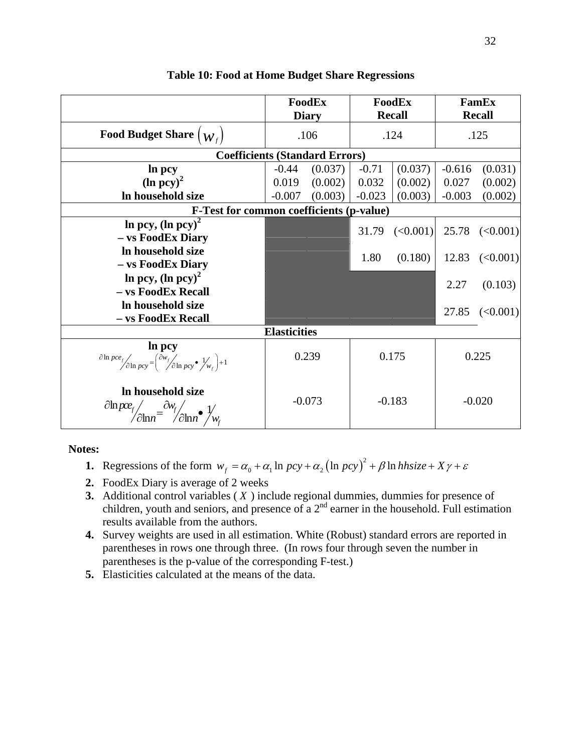**Table 10: Food at Home Budget Share Regressions**

| | FoodEx Diary | | FoodEx Recall | | FamEx Recall | |
|---|---|---|---|---|---|---|
| Food Budget Share $\left(w_f\right)$ | .106 | | .124 | | .125 | |
| **Coefficients (Standard Errors)** | | | | | | |
| **ln pcy** | -0.44 | (0.037) | -0.71 | (0.037) | -0.616 | (0.031) |
| **(ln pcy)$^2$** | 0.019 | (0.002) | 0.032 | (0.002) | 0.027 | (0.002) |
| **ln household size** | -0.007 | (0.003) | -0.023 | (0.003) | -0.003 | (0.002) |
| **F-Test for common coefficients (p-value)** | | | | | | |
| **ln pcy, (ln pcy)$^2$ – vs FoodEx Diary** | | | 31.79 | (<0.001) | 25.78 | (<0.001) |
| **ln household size – vs FoodEx Diary** | | | 1.80 | (0.180) | 12.83 | (<0.001) |
| **ln pcy, (ln pcy)$^2$ – vs FoodEx Recall** | | | | | 2.27 | (0.103) |
| **ln household size – vs FoodEx Recall** | | | | | 27.85 | (<0.001) |
| **Elasticities** | | | | | | |
| **ln pcy** $\partial \ln pce_f / \partial \ln pcy = \left( \partial w_f / \partial \ln pcy \bullet 1/w_f \right) + 1$ | 0.239 | | 0.175 | | 0.225 | |
| **ln household size** $\partial \ln pce_f / \partial \ln n = \partial w_f / \partial \ln n \bullet 1/w_f$ | -0.073 | | -0.183 | | -0.020 | |

**Notes:**

1. Regressions of the form $w_f = \alpha_0 + \alpha_1 \ln pcy + \alpha_2 \left(\ln pcy\right)^2 + \beta \ln hhsize + X\gamma + \varepsilon$
2. FoodEx Diary is average of 2 weeks
3. Additional control variables ( $X$ ) include regional dummies, dummies for presence of children, youth and seniors, and presence of a 2nd earner in the household. Full estimation results available from the authors.
4. Survey weights are used in all estimation. White (Robust) standard errors are reported in parentheses in rows one through three. (In rows four through seven the number in parentheses is the p-value of the corresponding F-test.)
5. Elasticities calculated at the means of the data.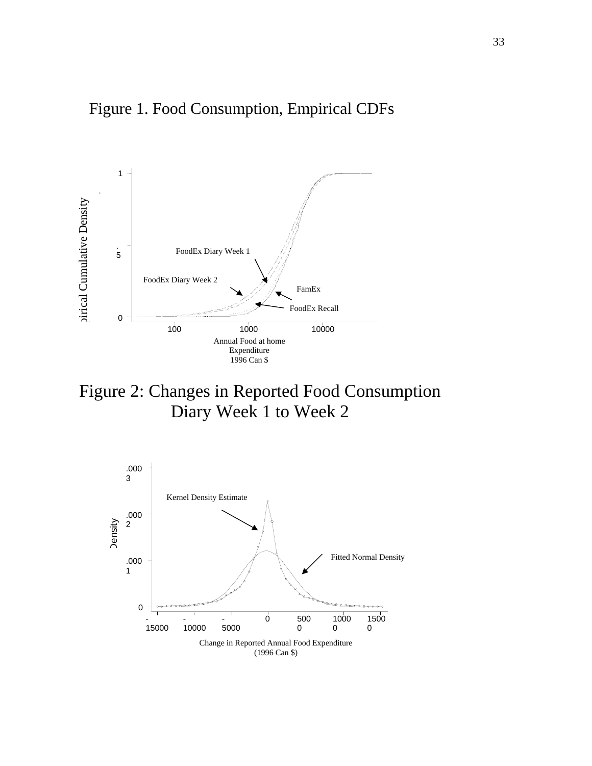Figure 1. Food Consumption, Empirical CDFs

Empirical Cumulative Density

FoodEx Diary Week 1

FoodEx Diary Week 2

FamEx

FoodEx Recall

Annual Food at home Expenditure 1996 Can $

Figure 2: Changes in Reported Food Consumption Diary Week 1 to Week 2

Kernel Density Estimate

Fitted Normal Density

Density

Change in Reported Annual Food Expenditure (1996 Can $)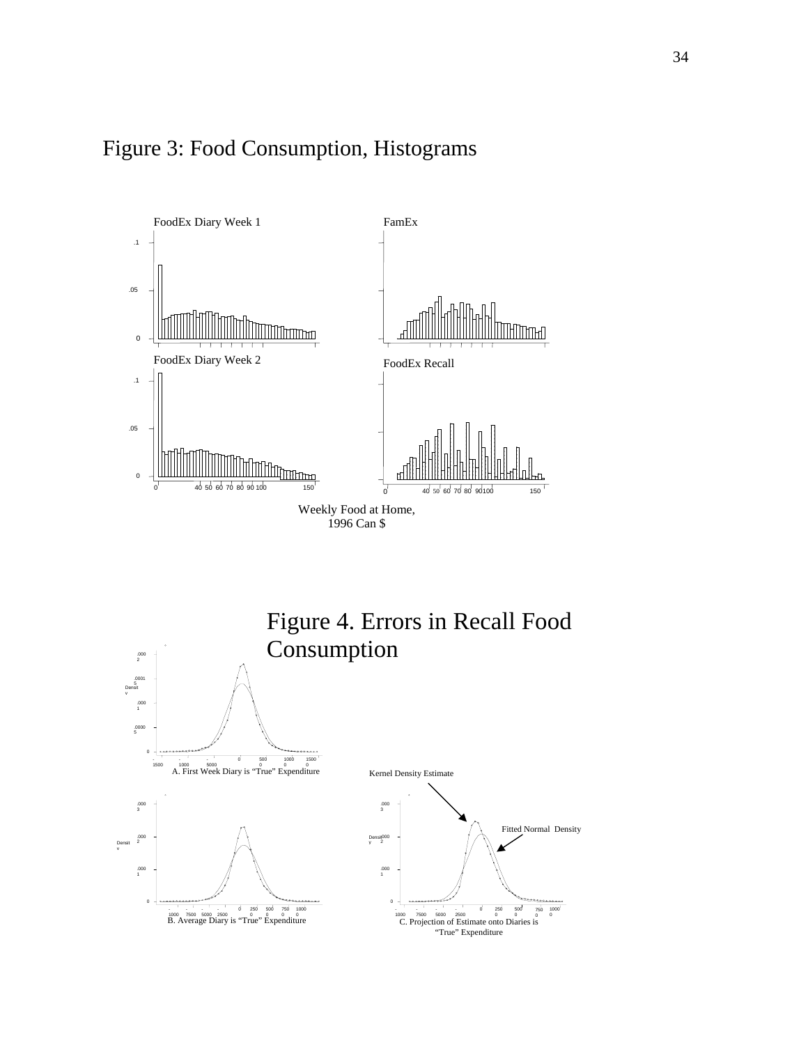# Figure 3: Food Consumption, Histograms

FoodEx Diary Week 1

FamEx

FoodEx Diary Week 2

FoodEx Recall

Weekly Food at Home,
1996 Can $

# Figure 4. Errors in Recall Food Consumption

A. First Week Diary is "True" Expenditure

Kernel Density Estimate

Fitted Normal Density

B. Average Diary is "True" Expenditure

C. Projection of Estimate onto Diaries is "True" Expenditure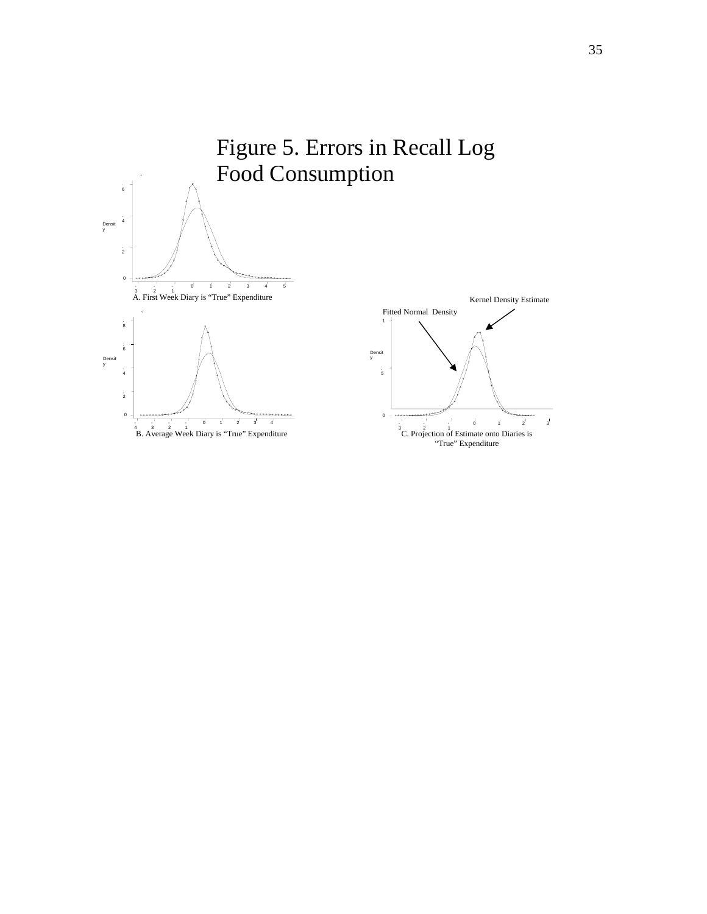# Figure 5. Errors in Recall Log Food Consumption

A. First Week Diary is "True" Expenditure

B. Average Week Diary is "True" Expenditure

Fitted Normal Density

Kernel Density Estimate

C. Projection of Estimate onto Diaries is "True" Expenditure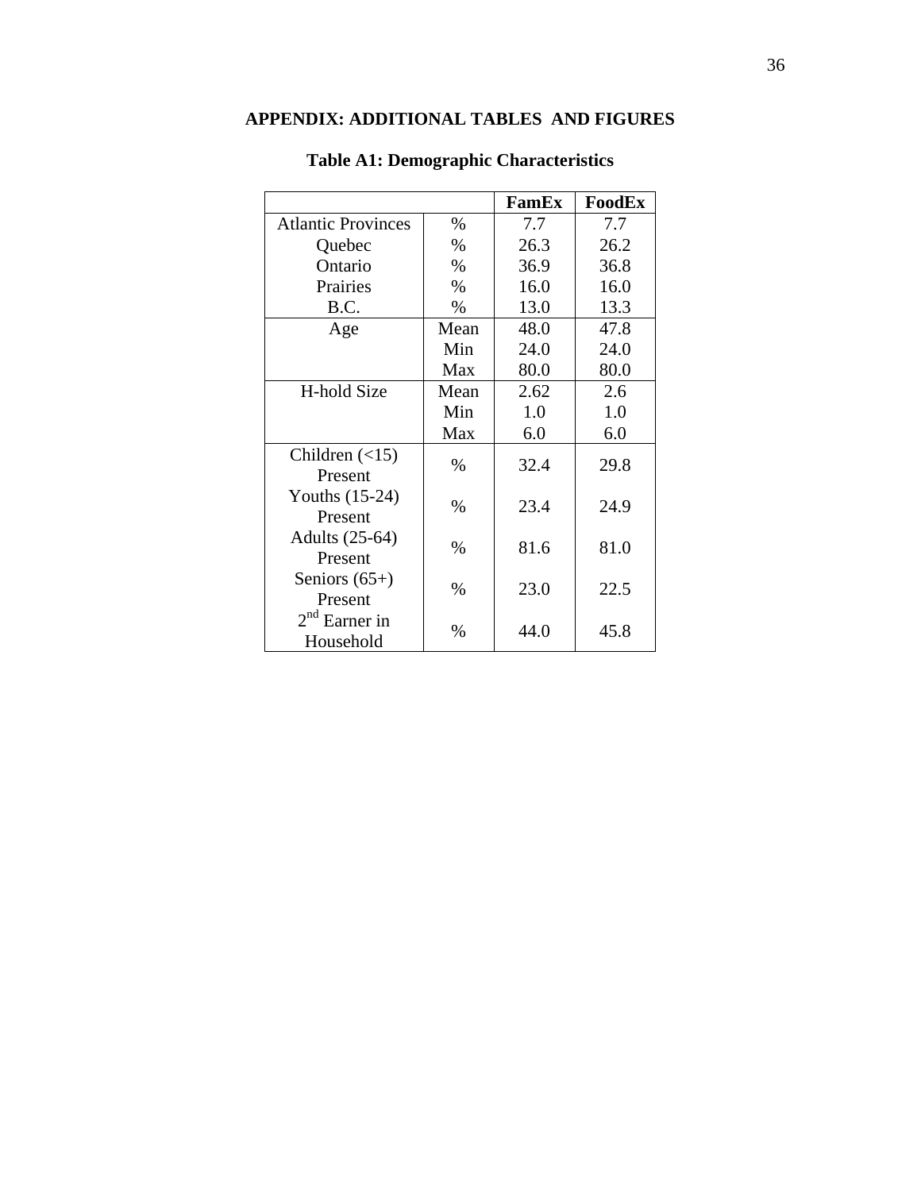# APPENDIX: ADDITIONAL TABLES AND FIGURES

**Table A1: Demographic Characteristics**

| | | FamEx | FoodEx |
|---|---|---|---|
| Atlantic Provinces | % | 7.7 | 7.7 |
| Quebec | % | 26.3 | 26.2 |
| Ontario | % | 36.9 | 36.8 |
| Prairies | % | 16.0 | 16.0 |
| B.C. | % | 13.0 | 13.3 |
| Age | Mean | 48.0 | 47.8 |
| | Min | 24.0 | 24.0 |
| | Max | 80.0 | 80.0 |
| H-hold Size | Mean | 2.62 | 2.6 |
| | Min | 1.0 | 1.0 |
| | Max | 6.0 | 6.0 |
| Children (<15) Present | % | 32.4 | 29.8 |
| Youths (15-24) Present | % | 23.4 | 24.9 |
| Adults (25-64) Present | % | 81.6 | 81.0 |
| Seniors (65+) Present | % | 23.0 | 22.5 |
| 2nd Earner in Household | % | 44.0 | 45.8 |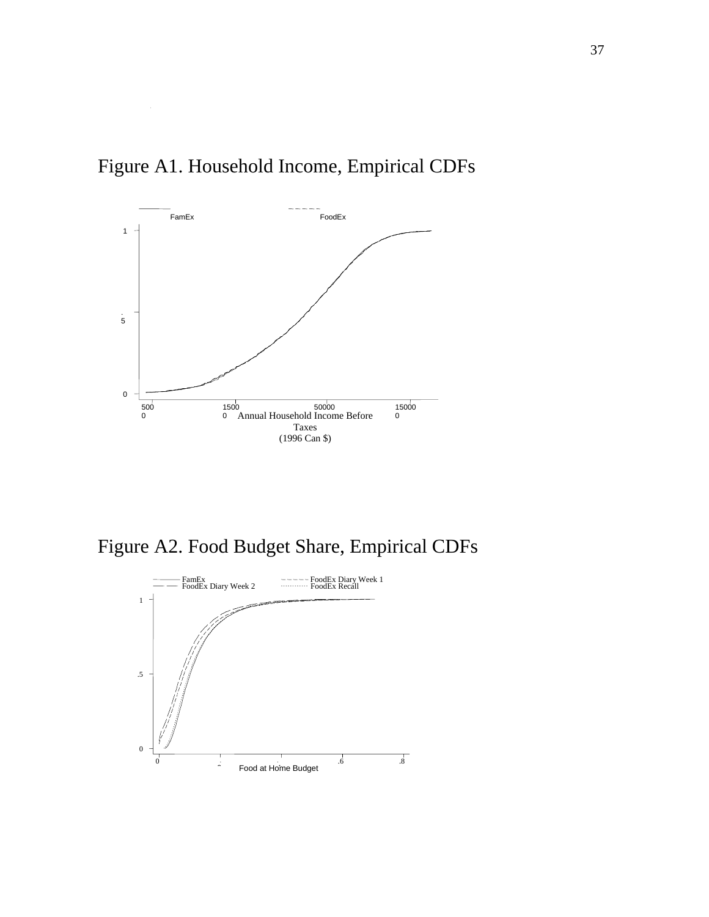# Figure A1. Household Income, Empirical CDFs

FamEx FoodEx

1

.5

0

5000

15000

50000

150000

Annual Household Income Before Taxes (1996 Can $)

# Figure A2. Food Budget Share, Empirical CDFs

FamEx FoodEx Diary Week 1

FoodEx Diary Week 2 FoodEx Recall

1

.5

0

0

.6

.8

Food at Home Budget